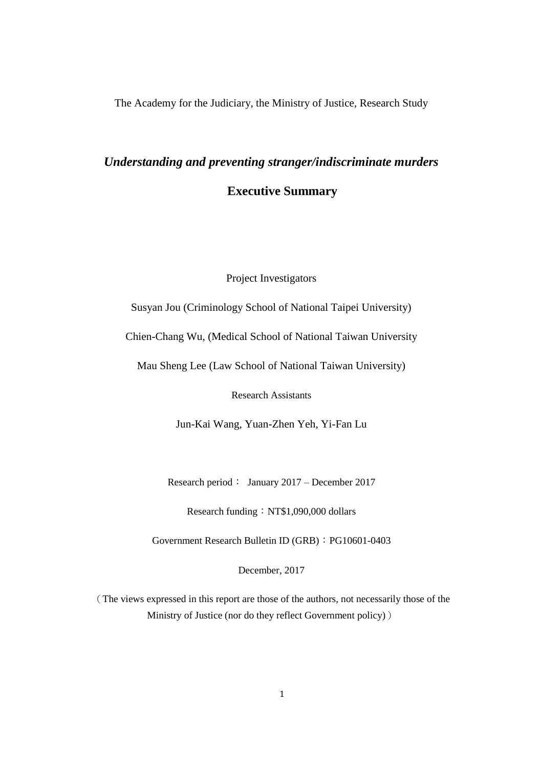The Academy for the Judiciary, the Ministry of Justice, Research Study

# *Understanding and preventing stranger/indiscriminate murders*

## Executive Summary

Project Investigators

Susyan Jou (Criminology School of National Taipei University)

Chien-Chang Wu, (Medical School of National Taiwan University

Mau Sheng Lee (Law School of National Taiwan University)

Research Assistants

Jun-Kai Wang, Yuan-Zhen Yeh, Yi-Fan Lu

Research period： January 2017 – December 2017

Research funding：NT$1,090,000 dollars

Government Research Bulletin ID (GRB)：PG10601-0403

December, 2017

（The views expressed in this report are those of the authors, not necessarily those of the Ministry of Justice (nor do they reflect Government policy)）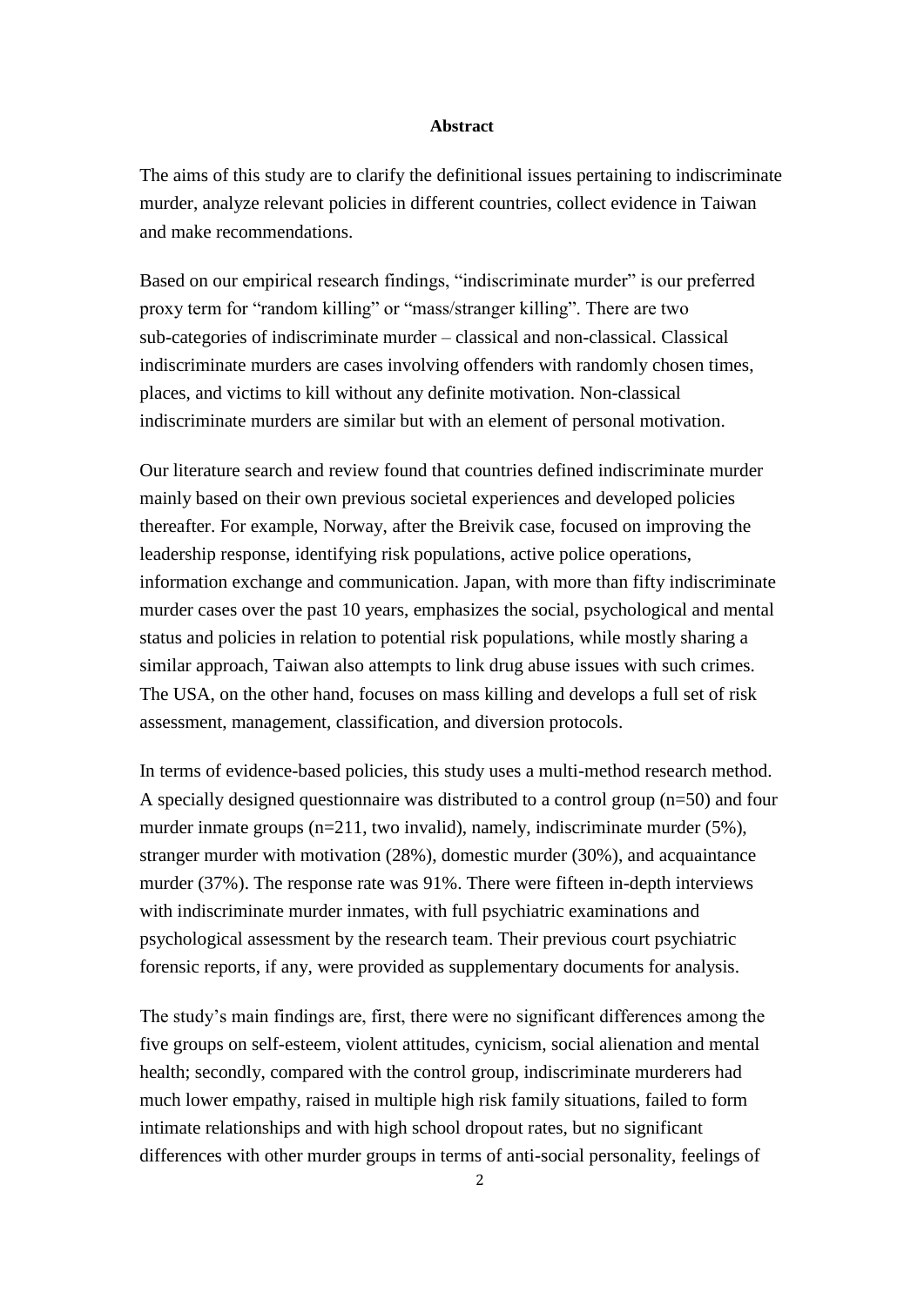**Abstract**

The aims of this study are to clarify the definitional issues pertaining to indiscriminate murder, analyze relevant policies in different countries, collect evidence in Taiwan and make recommendations.

Based on our empirical research findings, "indiscriminate murder" is our preferred proxy term for "random killing" or "mass/stranger killing". There are two sub-categories of indiscriminate murder – classical and non-classical. Classical indiscriminate murders are cases involving offenders with randomly chosen times, places, and victims to kill without any definite motivation. Non-classical indiscriminate murders are similar but with an element of personal motivation.

Our literature search and review found that countries defined indiscriminate murder mainly based on their own previous societal experiences and developed policies thereafter. For example, Norway, after the Breivik case, focused on improving the leadership response, identifying risk populations, active police operations, information exchange and communication. Japan, with more than fifty indiscriminate murder cases over the past 10 years, emphasizes the social, psychological and mental status and policies in relation to potential risk populations, while mostly sharing a similar approach, Taiwan also attempts to link drug abuse issues with such crimes. The USA, on the other hand, focuses on mass killing and develops a full set of risk assessment, management, classification, and diversion protocols.

In terms of evidence-based policies, this study uses a multi-method research method. A specially designed questionnaire was distributed to a control group (n=50) and four murder inmate groups (n=211, two invalid), namely, indiscriminate murder (5%), stranger murder with motivation (28%), domestic murder (30%), and acquaintance murder (37%). The response rate was 91%. There were fifteen in-depth interviews with indiscriminate murder inmates, with full psychiatric examinations and psychological assessment by the research team. Their previous court psychiatric forensic reports, if any, were provided as supplementary documents for analysis.

The study's main findings are, first, there were no significant differences among the five groups on self-esteem, violent attitudes, cynicism, social alienation and mental health; secondly, compared with the control group, indiscriminate murderers had much lower empathy, raised in multiple high risk family situations, failed to form intimate relationships and with high school dropout rates, but no significant differences with other murder groups in terms of anti-social personality, feelings of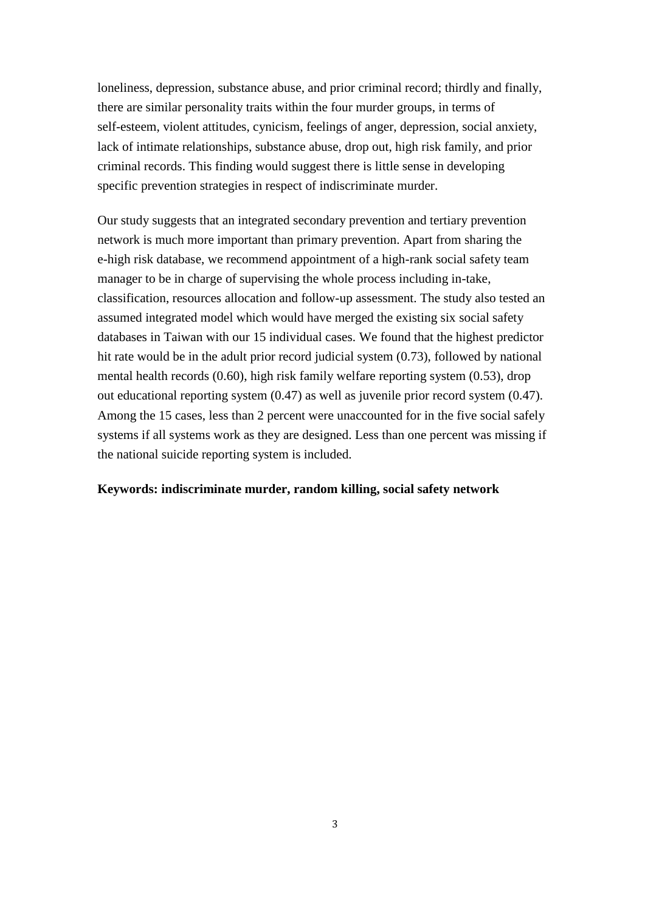loneliness, depression, substance abuse, and prior criminal record; thirdly and finally, there are similar personality traits within the four murder groups, in terms of self-esteem, violent attitudes, cynicism, feelings of anger, depression, social anxiety, lack of intimate relationships, substance abuse, drop out, high risk family, and prior criminal records. This finding would suggest there is little sense in developing specific prevention strategies in respect of indiscriminate murder.

Our study suggests that an integrated secondary prevention and tertiary prevention network is much more important than primary prevention. Apart from sharing the e-high risk database, we recommend appointment of a high-rank social safety team manager to be in charge of supervising the whole process including in-take, classification, resources allocation and follow-up assessment. The study also tested an assumed integrated model which would have merged the existing six social safety databases in Taiwan with our 15 individual cases. We found that the highest predictor hit rate would be in the adult prior record judicial system (0.73), followed by national mental health records (0.60), high risk family welfare reporting system (0.53), drop out educational reporting system (0.47) as well as juvenile prior record system (0.47). Among the 15 cases, less than 2 percent were unaccounted for in the five social safely systems if all systems work as they are designed. Less than one percent was missing if the national suicide reporting system is included.

**Keywords: indiscriminate murder, random killing, social safety network**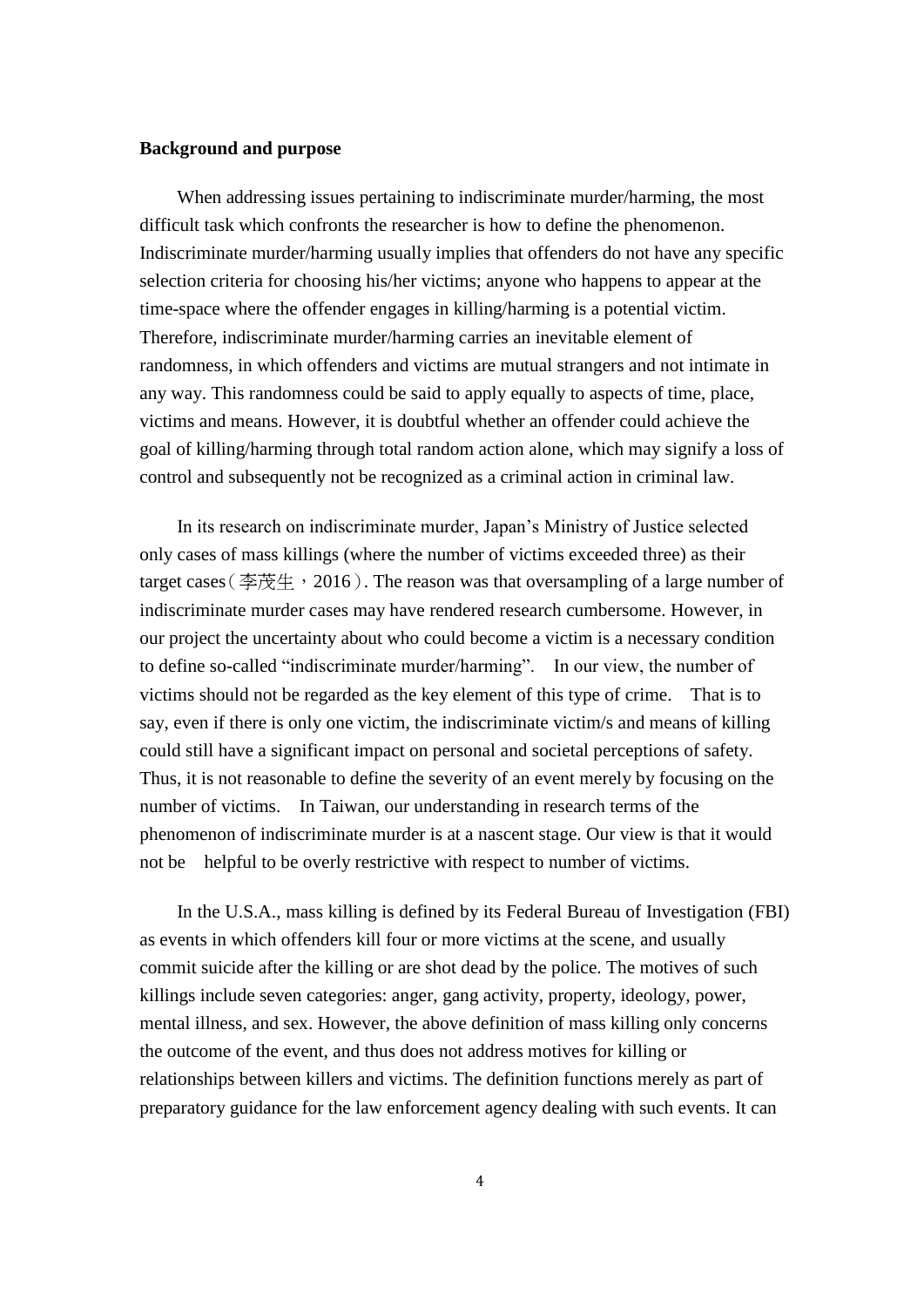**Background and purpose**

When addressing issues pertaining to indiscriminate murder/harming, the most difficult task which confronts the researcher is how to define the phenomenon. Indiscriminate murder/harming usually implies that offenders do not have any specific selection criteria for choosing his/her victims; anyone who happens to appear at the time-space where the offender engages in killing/harming is a potential victim. Therefore, indiscriminate murder/harming carries an inevitable element of randomness, in which offenders and victims are mutual strangers and not intimate in any way. This randomness could be said to apply equally to aspects of time, place, victims and means. However, it is doubtful whether an offender could achieve the goal of killing/harming through total random action alone, which may signify a loss of control and subsequently not be recognized as a criminal action in criminal law.

In its research on indiscriminate murder, Japan's Ministry of Justice selected only cases of mass killings (where the number of victims exceeded three) as their target cases（李茂生，2016）. The reason was that oversampling of a large number of indiscriminate murder cases may have rendered research cumbersome. However, in our project the uncertainty about who could become a victim is a necessary condition to define so-called "indiscriminate murder/harming". In our view, the number of victims should not be regarded as the key element of this type of crime. That is to say, even if there is only one victim, the indiscriminate victim/s and means of killing could still have a significant impact on personal and societal perceptions of safety. Thus, it is not reasonable to define the severity of an event merely by focusing on the number of victims. In Taiwan, our understanding in research terms of the phenomenon of indiscriminate murder is at a nascent stage. Our view is that it would not be helpful to be overly restrictive with respect to number of victims.

In the U.S.A., mass killing is defined by its Federal Bureau of Investigation (FBI) as events in which offenders kill four or more victims at the scene, and usually commit suicide after the killing or are shot dead by the police. The motives of such killings include seven categories: anger, gang activity, property, ideology, power, mental illness, and sex. However, the above definition of mass killing only concerns the outcome of the event, and thus does not address motives for killing or relationships between killers and victims. The definition functions merely as part of preparatory guidance for the law enforcement agency dealing with such events. It can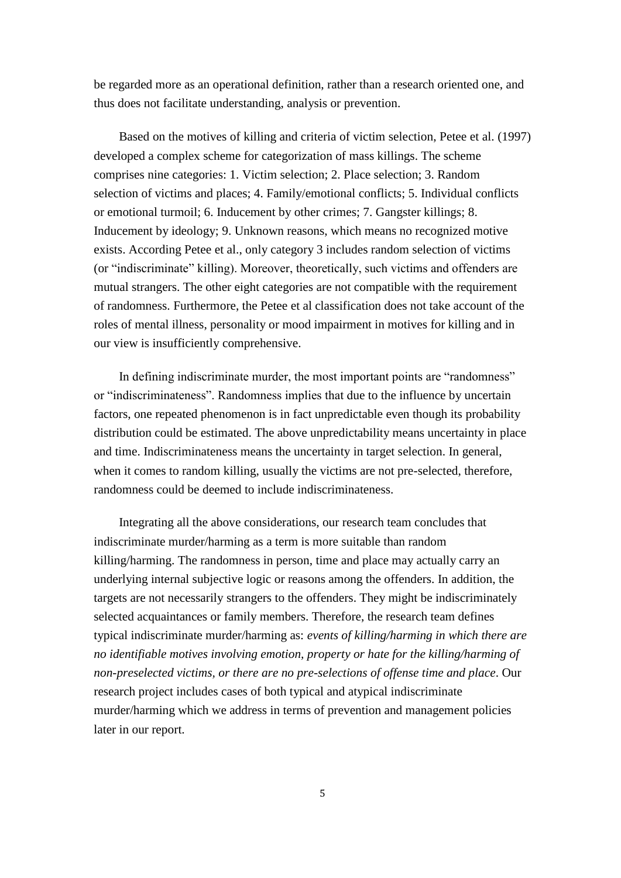be regarded more as an operational definition, rather than a research oriented one, and thus does not facilitate understanding, analysis or prevention.

Based on the motives of killing and criteria of victim selection, Petee et al. (1997) developed a complex scheme for categorization of mass killings. The scheme comprises nine categories: 1. Victim selection; 2. Place selection; 3. Random selection of victims and places; 4. Family/emotional conflicts; 5. Individual conflicts or emotional turmoil; 6. Inducement by other crimes; 7. Gangster killings; 8. Inducement by ideology; 9. Unknown reasons, which means no recognized motive exists. According Petee et al., only category 3 includes random selection of victims (or "indiscriminate" killing). Moreover, theoretically, such victims and offenders are mutual strangers. The other eight categories are not compatible with the requirement of randomness. Furthermore, the Petee et al classification does not take account of the roles of mental illness, personality or mood impairment in motives for killing and in our view is insufficiently comprehensive.

In defining indiscriminate murder, the most important points are "randomness" or "indiscriminateness". Randomness implies that due to the influence by uncertain factors, one repeated phenomenon is in fact unpredictable even though its probability distribution could be estimated. The above unpredictability means uncertainty in place and time. Indiscriminateness means the uncertainty in target selection. In general, when it comes to random killing, usually the victims are not pre-selected, therefore, randomness could be deemed to include indiscriminateness.

Integrating all the above considerations, our research team concludes that indiscriminate murder/harming as a term is more suitable than random killing/harming. The randomness in person, time and place may actually carry an underlying internal subjective logic or reasons among the offenders. In addition, the targets are not necessarily strangers to the offenders. They might be indiscriminately selected acquaintances or family members. Therefore, the research team defines typical indiscriminate murder/harming as: *events of killing/harming in which there are no identifiable motives involving emotion, property or hate for the killing/harming of non-preselected victims, or there are no pre-selections of offense time and place*. Our research project includes cases of both typical and atypical indiscriminate murder/harming which we address in terms of prevention and management policies later in our report.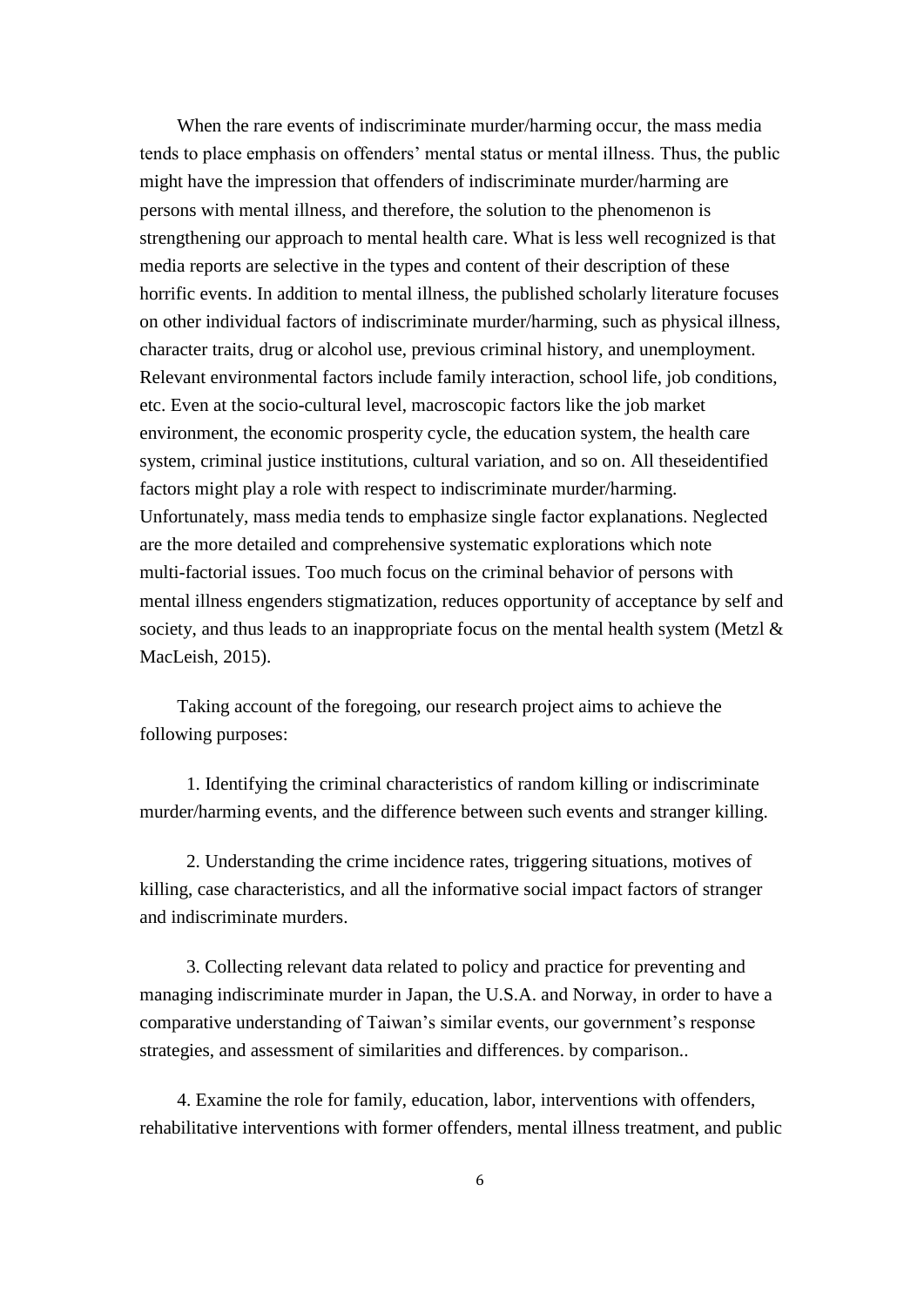When the rare events of indiscriminate murder/harming occur, the mass media tends to place emphasis on offenders' mental status or mental illness. Thus, the public might have the impression that offenders of indiscriminate murder/harming are persons with mental illness, and therefore, the solution to the phenomenon is strengthening our approach to mental health care. What is less well recognized is that media reports are selective in the types and content of their description of these horrific events. In addition to mental illness, the published scholarly literature focuses on other individual factors of indiscriminate murder/harming, such as physical illness, character traits, drug or alcohol use, previous criminal history, and unemployment. Relevant environmental factors include family interaction, school life, job conditions, etc. Even at the socio-cultural level, macroscopic factors like the job market environment, the economic prosperity cycle, the education system, the health care system, criminal justice institutions, cultural variation, and so on. All theseidentified factors might play a role with respect to indiscriminate murder/harming. Unfortunately, mass media tends to emphasize single factor explanations. Neglected are the more detailed and comprehensive systematic explorations which note multi-factorial issues. Too much focus on the criminal behavior of persons with mental illness engenders stigmatization, reduces opportunity of acceptance by self and society, and thus leads to an inappropriate focus on the mental health system (Metzl & MacLeish, 2015).

Taking account of the foregoing, our research project aims to achieve the following purposes:

1. Identifying the criminal characteristics of random killing or indiscriminate murder/harming events, and the difference between such events and stranger killing.

2. Understanding the crime incidence rates, triggering situations, motives of killing, case characteristics, and all the informative social impact factors of stranger and indiscriminate murders.

3. Collecting relevant data related to policy and practice for preventing and managing indiscriminate murder in Japan, the U.S.A. and Norway, in order to have a comparative understanding of Taiwan's similar events, our government's response strategies, and assessment of similarities and differences. by comparison..

4. Examine the role for family, education, labor, interventions with offenders, rehabilitative interventions with former offenders, mental illness treatment, and public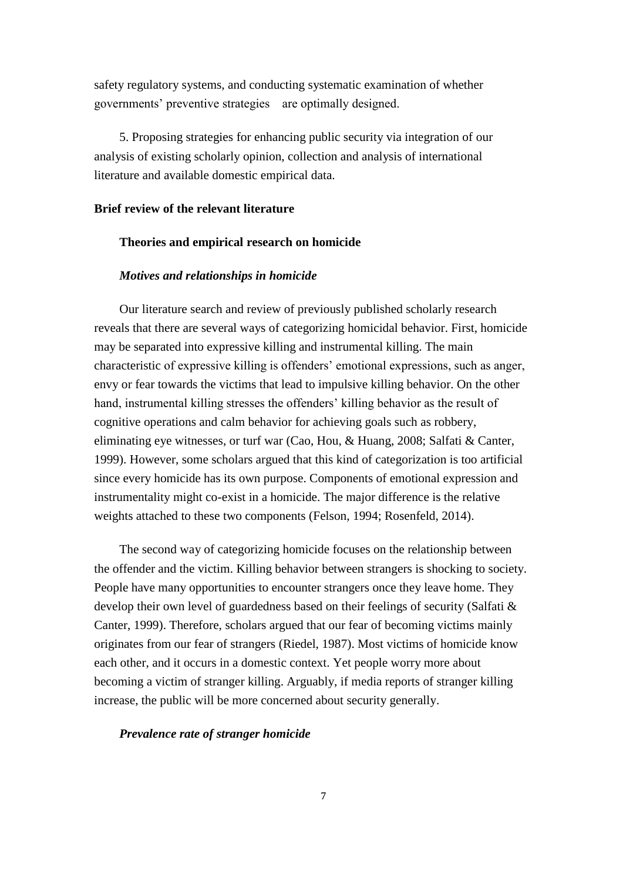safety regulatory systems, and conducting systematic examination of whether governments' preventive strategies are optimally designed.

5. Proposing strategies for enhancing public security via integration of our analysis of existing scholarly opinion, collection and analysis of international literature and available domestic empirical data.

## Brief review of the relevant literature

### Theories and empirical research on homicide

#### *Motives and relationships in homicide*

Our literature search and review of previously published scholarly research reveals that there are several ways of categorizing homicidal behavior. First, homicide may be separated into expressive killing and instrumental killing. The main characteristic of expressive killing is offenders' emotional expressions, such as anger, envy or fear towards the victims that lead to impulsive killing behavior. On the other hand, instrumental killing stresses the offenders' killing behavior as the result of cognitive operations and calm behavior for achieving goals such as robbery, eliminating eye witnesses, or turf war (Cao, Hou, & Huang, 2008; Salfati & Canter, 1999). However, some scholars argued that this kind of categorization is too artificial since every homicide has its own purpose. Components of emotional expression and instrumentality might co-exist in a homicide. The major difference is the relative weights attached to these two components (Felson, 1994; Rosenfeld, 2014).

The second way of categorizing homicide focuses on the relationship between the offender and the victim. Killing behavior between strangers is shocking to society. People have many opportunities to encounter strangers once they leave home. They develop their own level of guardedness based on their feelings of security (Salfati & Canter, 1999). Therefore, scholars argued that our fear of becoming victims mainly originates from our fear of strangers (Riedel, 1987). Most victims of homicide know each other, and it occurs in a domestic context. Yet people worry more about becoming a victim of stranger killing. Arguably, if media reports of stranger killing increase, the public will be more concerned about security generally.

#### *Prevalence rate of stranger homicide*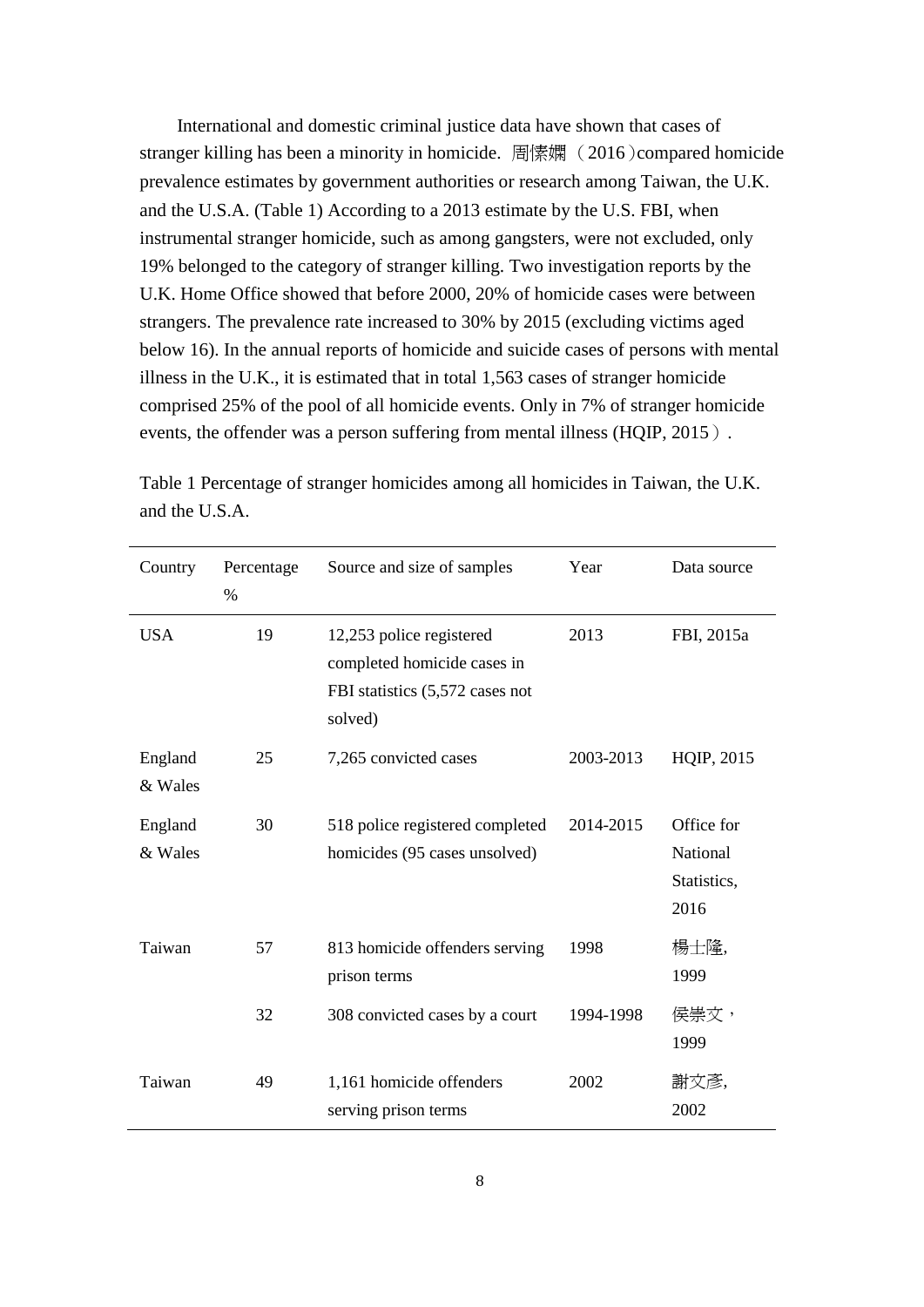International and domestic criminal justice data have shown that cases of stranger killing has been a minority in homicide. 周愫嫻（2016）compared homicide prevalence estimates by government authorities or research among Taiwan, the U.K. and the U.S.A. (Table 1) According to a 2013 estimate by the U.S. FBI, when instrumental stranger homicide, such as among gangsters, were not excluded, only 19% belonged to the category of stranger killing. Two investigation reports by the U.K. Home Office showed that before 2000, 20% of homicide cases were between strangers. The prevalence rate increased to 30% by 2015 (excluding victims aged below 16). In the annual reports of homicide and suicide cases of persons with mental illness in the U.K., it is estimated that in total 1,563 cases of stranger homicide comprised 25% of the pool of all homicide events. Only in 7% of stranger homicide events, the offender was a person suffering from mental illness (HQIP, 2015）.

Table 1 Percentage of stranger homicides among all homicides in Taiwan, the U.K. and the U.S.A.

| Country | Percentage % | Source and size of samples | Year | Data source |
|---|---|---|---|---|
| USA | 19 | 12,253 police registered completed homicide cases in FBI statistics (5,572 cases not solved) | 2013 | FBI, 2015a |
| England & Wales | 25 | 7,265 convicted cases | 2003-2013 | HQIP, 2015 |
| England & Wales | 30 | 518 police registered completed homicides (95 cases unsolved) | 2014-2015 | Office for National Statistics, 2016 |
| Taiwan | 57 | 813 homicide offenders serving prison terms | 1998 | 楊士隆, 1999 |
| | 32 | 308 convicted cases by a court | 1994-1998 | 侯崇文，1999 |
| Taiwan | 49 | 1,161 homicide offenders serving prison terms | 2002 | 謝文彥, 2002 |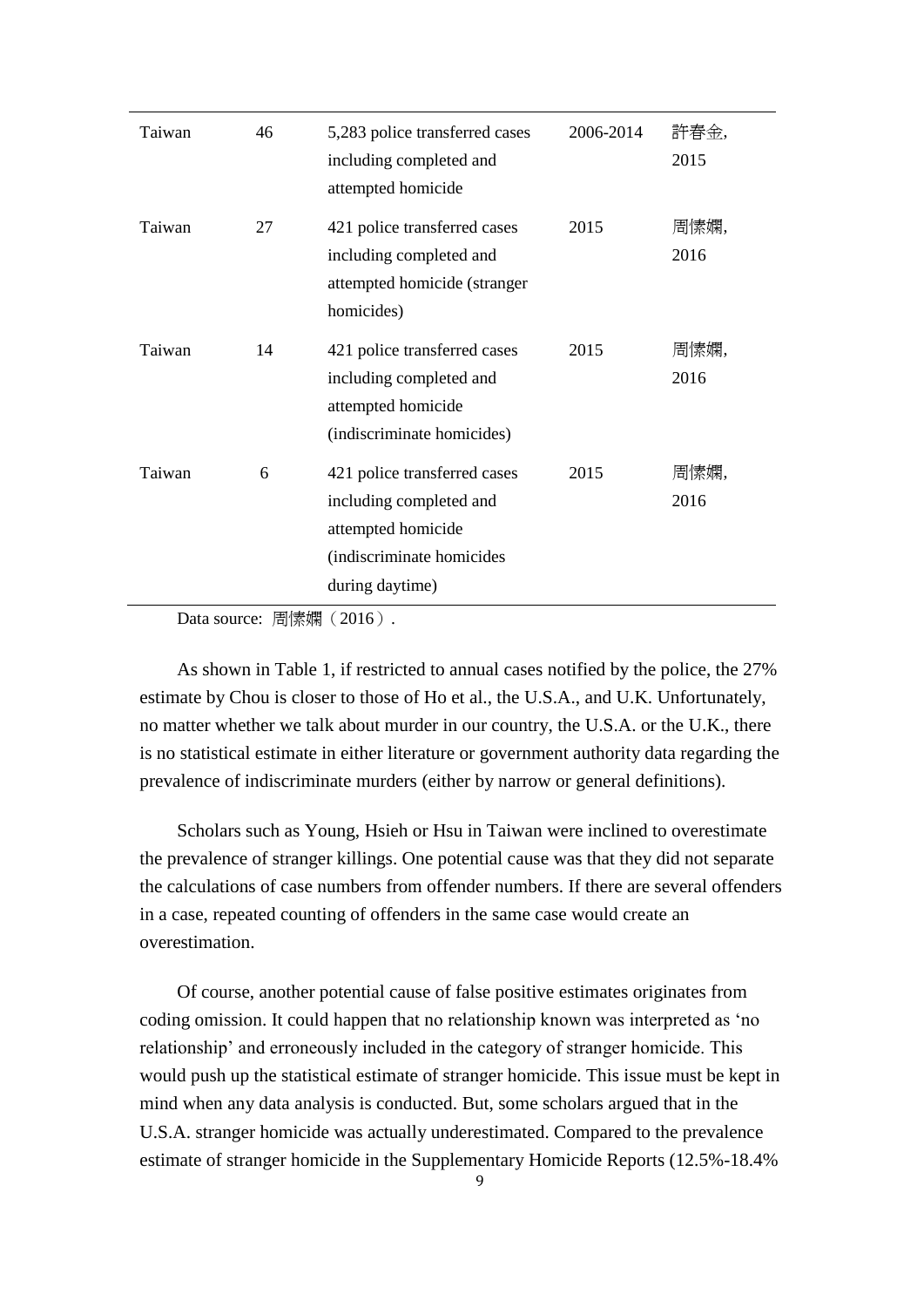| | | | | |
|---|---|---|---|---|
| Taiwan | 46 | 5,283 police transferred cases including completed and attempted homicide | 2006-2014 | 許春金, 2015 |
| Taiwan | 27 | 421 police transferred cases including completed and attempted homicide (stranger homicides) | 2015 | 周愫嫻, 2016 |
| Taiwan | 14 | 421 police transferred cases including completed and attempted homicide (indiscriminate homicides) | 2015 | 周愫嫻, 2016 |
| Taiwan | 6 | 421 police transferred cases including completed and attempted homicide (indiscriminate homicides during daytime) | 2015 | 周愫嫻, 2016 |

Data source: 周愫嫻（2016）.

As shown in Table 1, if restricted to annual cases notified by the police, the 27% estimate by Chou is closer to those of Ho et al., the U.S.A., and U.K. Unfortunately, no matter whether we talk about murder in our country, the U.S.A. or the U.K., there is no statistical estimate in either literature or government authority data regarding the prevalence of indiscriminate murders (either by narrow or general definitions).

Scholars such as Young, Hsieh or Hsu in Taiwan were inclined to overestimate the prevalence of stranger killings. One potential cause was that they did not separate the calculations of case numbers from offender numbers. If there are several offenders in a case, repeated counting of offenders in the same case would create an overestimation.

Of course, another potential cause of false positive estimates originates from coding omission. It could happen that no relationship known was interpreted as 'no relationship' and erroneously included in the category of stranger homicide. This would push up the statistical estimate of stranger homicide. This issue must be kept in mind when any data analysis is conducted. But, some scholars argued that in the U.S.A. stranger homicide was actually underestimated. Compared to the prevalence estimate of stranger homicide in the Supplementary Homicide Reports (12.5%-18.4%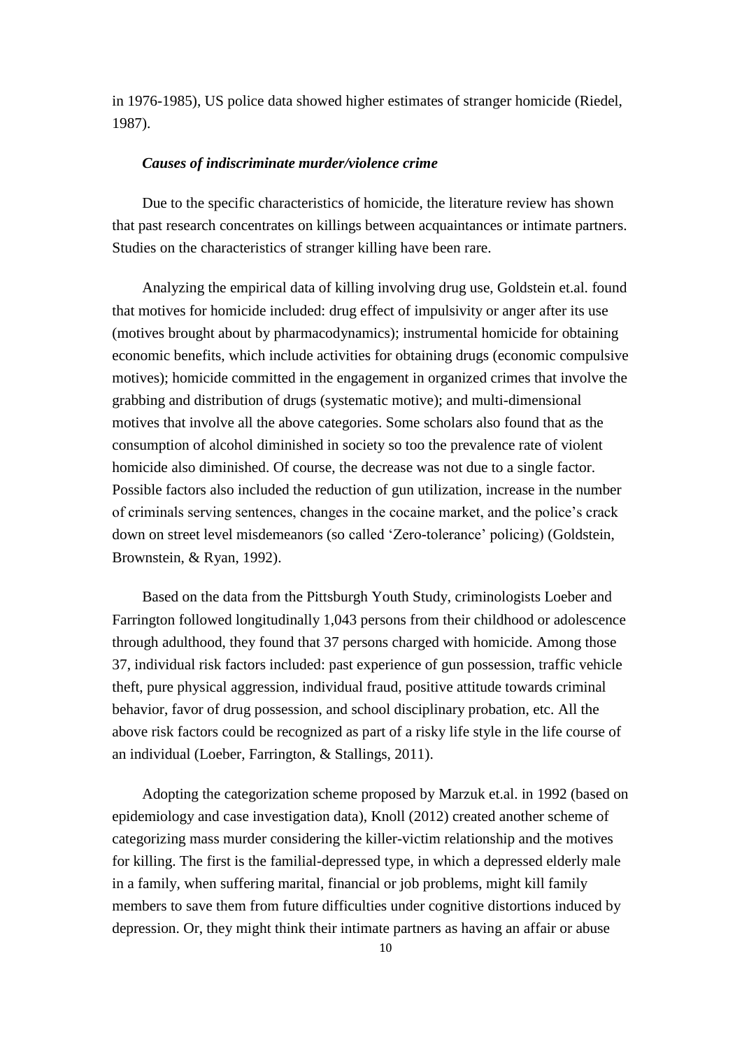in 1976-1985), US police data showed higher estimates of stranger homicide (Riedel, 1987).

***Causes of indiscriminate murder/violence crime***

Due to the specific characteristics of homicide, the literature review has shown that past research concentrates on killings between acquaintances or intimate partners. Studies on the characteristics of stranger killing have been rare.

Analyzing the empirical data of killing involving drug use, Goldstein et.al. found that motives for homicide included: drug effect of impulsivity or anger after its use (motives brought about by pharmacodynamics); instrumental homicide for obtaining economic benefits, which include activities for obtaining drugs (economic compulsive motives); homicide committed in the engagement in organized crimes that involve the grabbing and distribution of drugs (systematic motive); and multi-dimensional motives that involve all the above categories. Some scholars also found that as the consumption of alcohol diminished in society so too the prevalence rate of violent homicide also diminished. Of course, the decrease was not due to a single factor. Possible factors also included the reduction of gun utilization, increase in the number of criminals serving sentences, changes in the cocaine market, and the police's crack down on street level misdemeanors (so called 'Zero-tolerance' policing) (Goldstein, Brownstein, & Ryan, 1992).

Based on the data from the Pittsburgh Youth Study, criminologists Loeber and Farrington followed longitudinally 1,043 persons from their childhood or adolescence through adulthood, they found that 37 persons charged with homicide. Among those 37, individual risk factors included: past experience of gun possession, traffic vehicle theft, pure physical aggression, individual fraud, positive attitude towards criminal behavior, favor of drug possession, and school disciplinary probation, etc. All the above risk factors could be recognized as part of a risky life style in the life course of an individual (Loeber, Farrington, & Stallings, 2011).

Adopting the categorization scheme proposed by Marzuk et.al. in 1992 (based on epidemiology and case investigation data), Knoll (2012) created another scheme of categorizing mass murder considering the killer-victim relationship and the motives for killing. The first is the familial-depressed type, in which a depressed elderly male in a family, when suffering marital, financial or job problems, might kill family members to save them from future difficulties under cognitive distortions induced by depression. Or, they might think their intimate partners as having an affair or abuse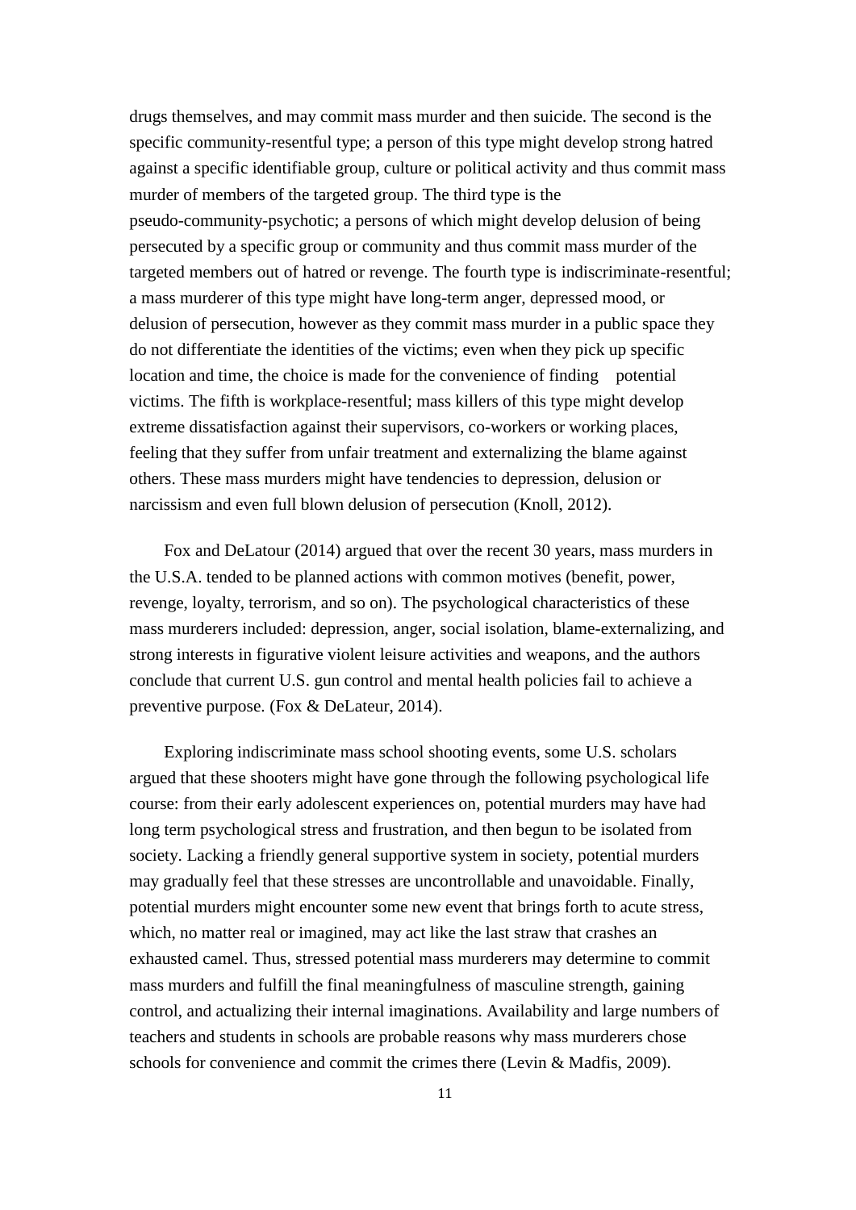drugs themselves, and may commit mass murder and then suicide. The second is the specific community-resentful type; a person of this type might develop strong hatred against a specific identifiable group, culture or political activity and thus commit mass murder of members of the targeted group. The third type is the pseudo-community-psychotic; a persons of which might develop delusion of being persecuted by a specific group or community and thus commit mass murder of the targeted members out of hatred or revenge. The fourth type is indiscriminate-resentful; a mass murderer of this type might have long-term anger, depressed mood, or delusion of persecution, however as they commit mass murder in a public space they do not differentiate the identities of the victims; even when they pick up specific location and time, the choice is made for the convenience of finding potential victims. The fifth is workplace-resentful; mass killers of this type might develop extreme dissatisfaction against their supervisors, co-workers or working places, feeling that they suffer from unfair treatment and externalizing the blame against others. These mass murders might have tendencies to depression, delusion or narcissism and even full blown delusion of persecution (Knoll, 2012).

Fox and DeLatour (2014) argued that over the recent 30 years, mass murders in the U.S.A. tended to be planned actions with common motives (benefit, power, revenge, loyalty, terrorism, and so on). The psychological characteristics of these mass murderers included: depression, anger, social isolation, blame-externalizing, and strong interests in figurative violent leisure activities and weapons, and the authors conclude that current U.S. gun control and mental health policies fail to achieve a preventive purpose. (Fox & DeLateur, 2014).

Exploring indiscriminate mass school shooting events, some U.S. scholars argued that these shooters might have gone through the following psychological life course: from their early adolescent experiences on, potential murders may have had long term psychological stress and frustration, and then begun to be isolated from society. Lacking a friendly general supportive system in society, potential murders may gradually feel that these stresses are uncontrollable and unavoidable. Finally, potential murders might encounter some new event that brings forth to acute stress, which, no matter real or imagined, may act like the last straw that crashes an exhausted camel. Thus, stressed potential mass murderers may determine to commit mass murders and fulfill the final meaningfulness of masculine strength, gaining control, and actualizing their internal imaginations. Availability and large numbers of teachers and students in schools are probable reasons why mass murderers chose schools for convenience and commit the crimes there (Levin & Madfis, 2009).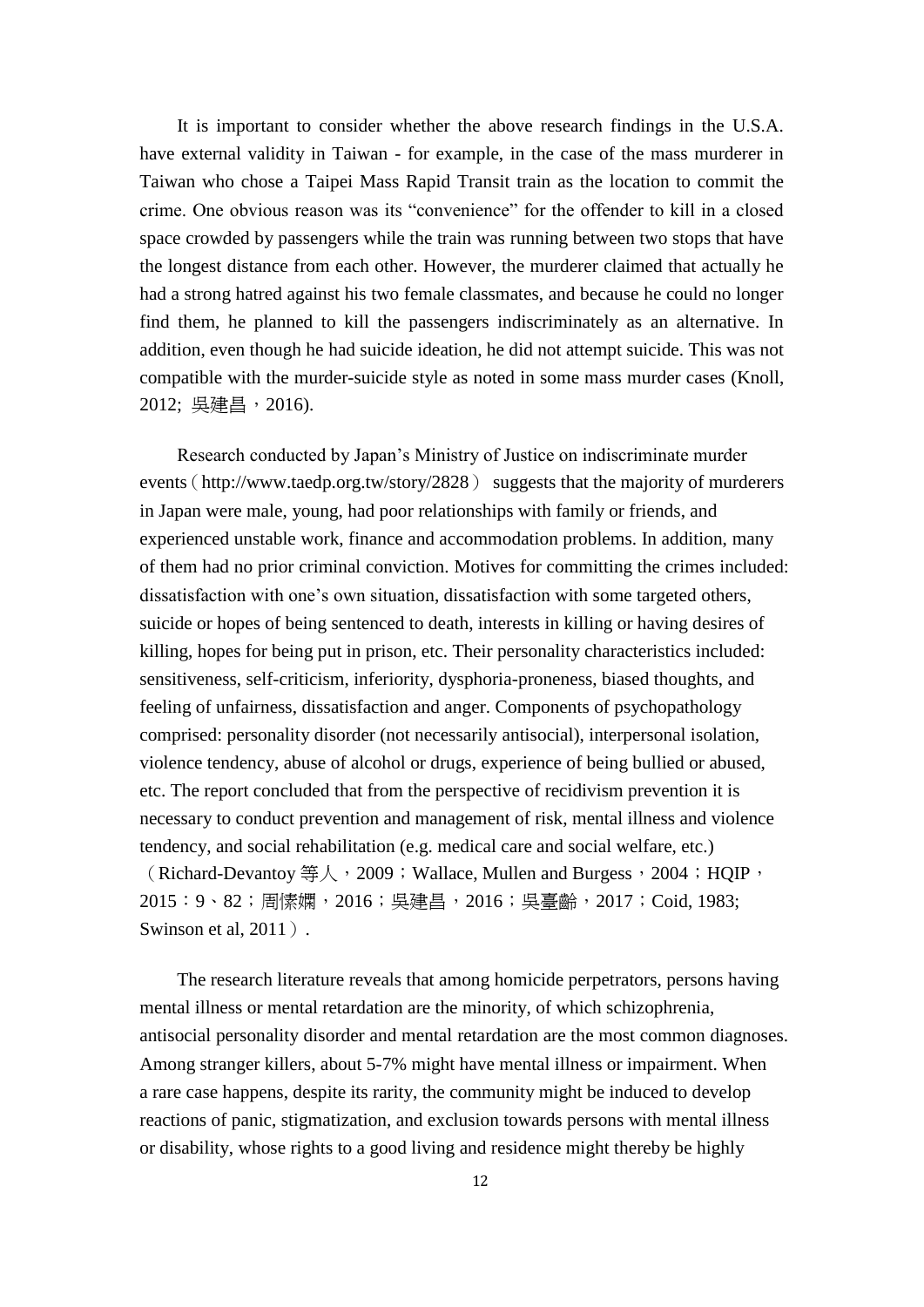It is important to consider whether the above research findings in the U.S.A. have external validity in Taiwan - for example, in the case of the mass murderer in Taiwan who chose a Taipei Mass Rapid Transit train as the location to commit the crime. One obvious reason was its "convenience" for the offender to kill in a closed space crowded by passengers while the train was running between two stops that have the longest distance from each other. However, the murderer claimed that actually he had a strong hatred against his two female classmates, and because he could no longer find them, he planned to kill the passengers indiscriminately as an alternative. In addition, even though he had suicide ideation, he did not attempt suicide. This was not compatible with the murder-suicide style as noted in some mass murder cases (Knoll, 2012; 吳建昌，2016).

Research conducted by Japan's Ministry of Justice on indiscriminate murder events（http://www.taedp.org.tw/story/2828） suggests that the majority of murderers in Japan were male, young, had poor relationships with family or friends, and experienced unstable work, finance and accommodation problems. In addition, many of them had no prior criminal conviction. Motives for committing the crimes included: dissatisfaction with one's own situation, dissatisfaction with some targeted others, suicide or hopes of being sentenced to death, interests in killing or having desires of killing, hopes for being put in prison, etc. Their personality characteristics included: sensitiveness, self-criticism, inferiority, dysphoria-proneness, biased thoughts, and feeling of unfairness, dissatisfaction and anger. Components of psychopathology comprised: personality disorder (not necessarily antisocial), interpersonal isolation, violence tendency, abuse of alcohol or drugs, experience of being bullied or abused, etc. The report concluded that from the perspective of recidivism prevention it is necessary to conduct prevention and management of risk, mental illness and violence tendency, and social rehabilitation (e.g. medical care and social welfare, etc.)（Richard-Devantoy 等人，2009；Wallace, Mullen and Burgess，2004；HQIP，2015：9、82；周愫嫻，2016；吳建昌，2016；吳臺齡，2017；Coid, 1983; Swinson et al, 2011）.

The research literature reveals that among homicide perpetrators, persons having mental illness or mental retardation are the minority, of which schizophrenia, antisocial personality disorder and mental retardation are the most common diagnoses. Among stranger killers, about 5-7% might have mental illness or impairment. When a rare case happens, despite its rarity, the community might be induced to develop reactions of panic, stigmatization, and exclusion towards persons with mental illness or disability, whose rights to a good living and residence might thereby be highly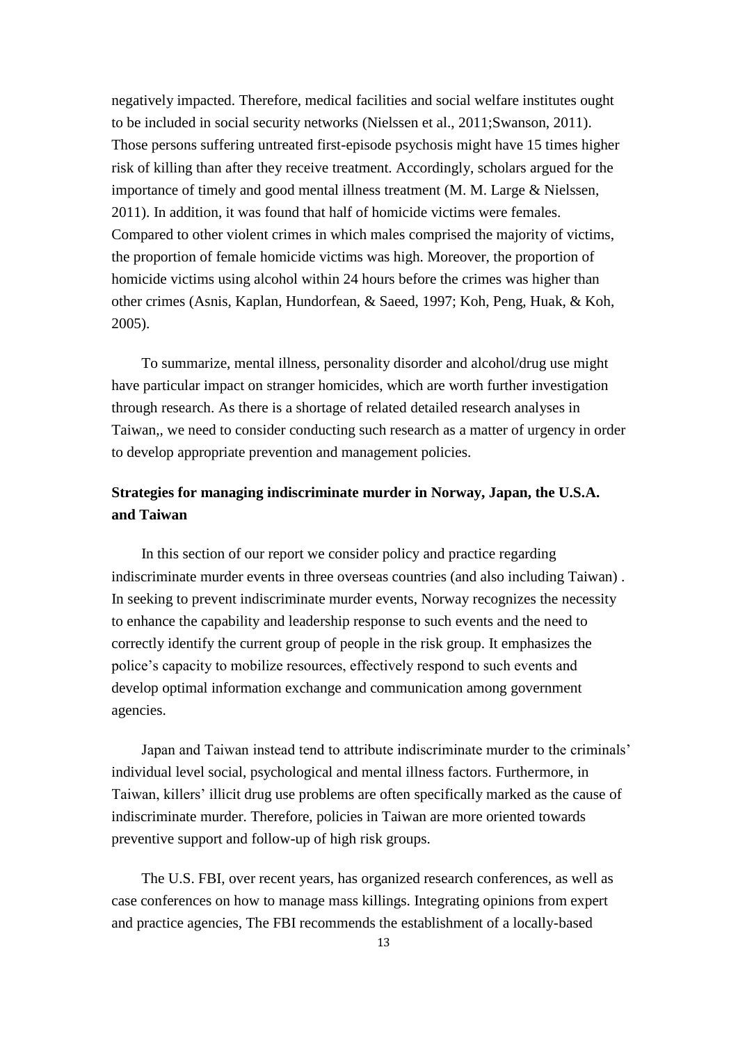negatively impacted. Therefore, medical facilities and social welfare institutes ought to be included in social security networks (Nielssen et al., 2011;Swanson, 2011). Those persons suffering untreated first-episode psychosis might have 15 times higher risk of killing than after they receive treatment. Accordingly, scholars argued for the importance of timely and good mental illness treatment (M. M. Large & Nielssen, 2011). In addition, it was found that half of homicide victims were females. Compared to other violent crimes in which males comprised the majority of victims, the proportion of female homicide victims was high. Moreover, the proportion of homicide victims using alcohol within 24 hours before the crimes was higher than other crimes (Asnis, Kaplan, Hundorfean, & Saeed, 1997; Koh, Peng, Huak, & Koh, 2005).

To summarize, mental illness, personality disorder and alcohol/drug use might have particular impact on stranger homicides, which are worth further investigation through research. As there is a shortage of related detailed research analyses in Taiwan,, we need to consider conducting such research as a matter of urgency in order to develop appropriate prevention and management policies.

**Strategies for managing indiscriminate murder in Norway, Japan, the U.S.A. and Taiwan**

In this section of our report we consider policy and practice regarding indiscriminate murder events in three overseas countries (and also including Taiwan) . In seeking to prevent indiscriminate murder events, Norway recognizes the necessity to enhance the capability and leadership response to such events and the need to correctly identify the current group of people in the risk group. It emphasizes the police's capacity to mobilize resources, effectively respond to such events and develop optimal information exchange and communication among government agencies.

Japan and Taiwan instead tend to attribute indiscriminate murder to the criminals' individual level social, psychological and mental illness factors. Furthermore, in Taiwan, killers' illicit drug use problems are often specifically marked as the cause of indiscriminate murder. Therefore, policies in Taiwan are more oriented towards preventive support and follow-up of high risk groups.

The U.S. FBI, over recent years, has organized research conferences, as well as case conferences on how to manage mass killings. Integrating opinions from expert and practice agencies, The FBI recommends the establishment of a locally-based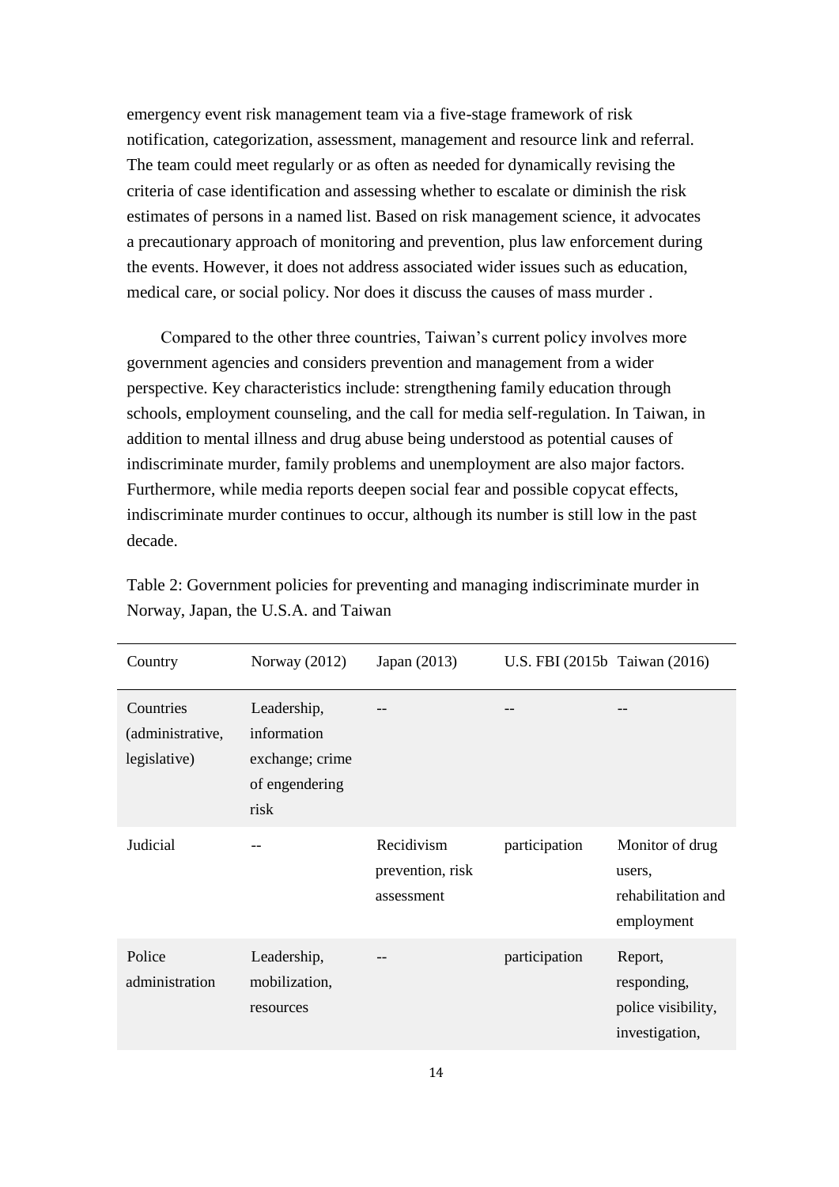emergency event risk management team via a five-stage framework of risk notification, categorization, assessment, management and resource link and referral. The team could meet regularly or as often as needed for dynamically revising the criteria of case identification and assessing whether to escalate or diminish the risk estimates of persons in a named list. Based on risk management science, it advocates a precautionary approach of monitoring and prevention, plus law enforcement during the events. However, it does not address associated wider issues such as education, medical care, or social policy. Nor does it discuss the causes of mass murder .

Compared to the other three countries, Taiwan's current policy involves more government agencies and considers prevention and management from a wider perspective. Key characteristics include: strengthening family education through schools, employment counseling, and the call for media self-regulation. In Taiwan, in addition to mental illness and drug abuse being understood as potential causes of indiscriminate murder, family problems and unemployment are also major factors. Furthermore, while media reports deepen social fear and possible copycat effects, indiscriminate murder continues to occur, although its number is still low in the past decade.

Table 2: Government policies for preventing and managing indiscriminate murder in Norway, Japan, the U.S.A. and Taiwan

| Country | Norway (2012) | Japan (2013) | U.S. FBI (2015b | Taiwan (2016) |
|---|---|---|---|---|
| Countries (administrative, legislative) | Leadership, information exchange; crime of engendering risk | -- | -- | -- |
| Judicial | -- | Recidivism prevention, risk assessment | participation | Monitor of drug users, rehabilitation and employment |
| Police administration | Leadership, mobilization, resources | -- | participation | Report, responding, police visibility, investigation, |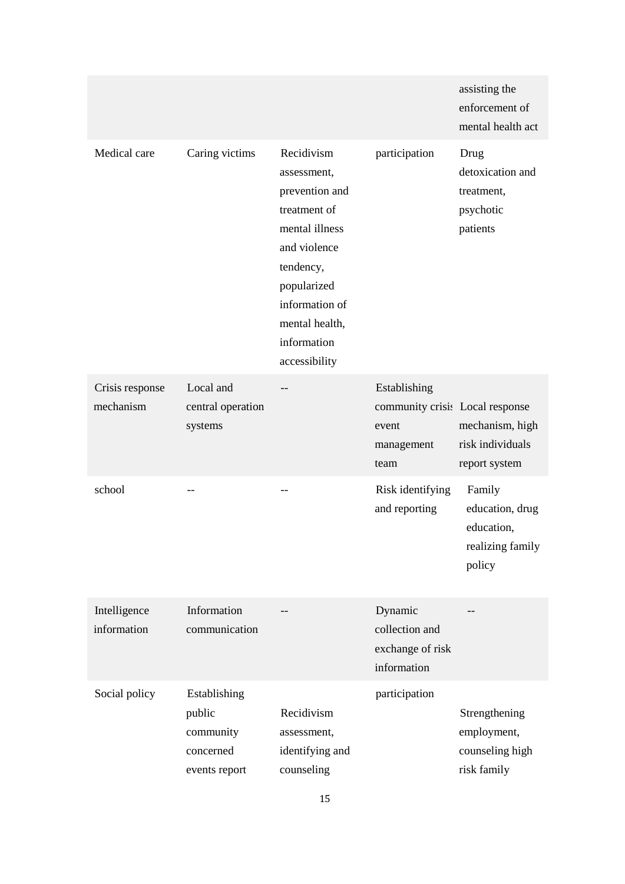| | | | | |
|---|---|---|---|---|
| | | | | assisting the enforcement of mental health act |
| Medical care | Caring victims | Recidivism assessment, prevention and treatment of mental illness and violence tendency, popularized information of mental health, information accessibility | participation | Drug detoxication and treatment, psychotic patients |
| Crisis response mechanism | Local and central operation systems | -- | Establishing community crisis event management team | Local response mechanism, high risk individuals report system |
| school | -- | -- | Risk identifying and reporting | Family education, drug education, realizing family policy |
| Intelligence information | Information communication | -- | Dynamic collection and exchange of risk information | -- |
| Social policy | Establishing public community concerned events report | Recidivism assessment, identifying and counseling | participation | Strengthening employment, counseling high risk family |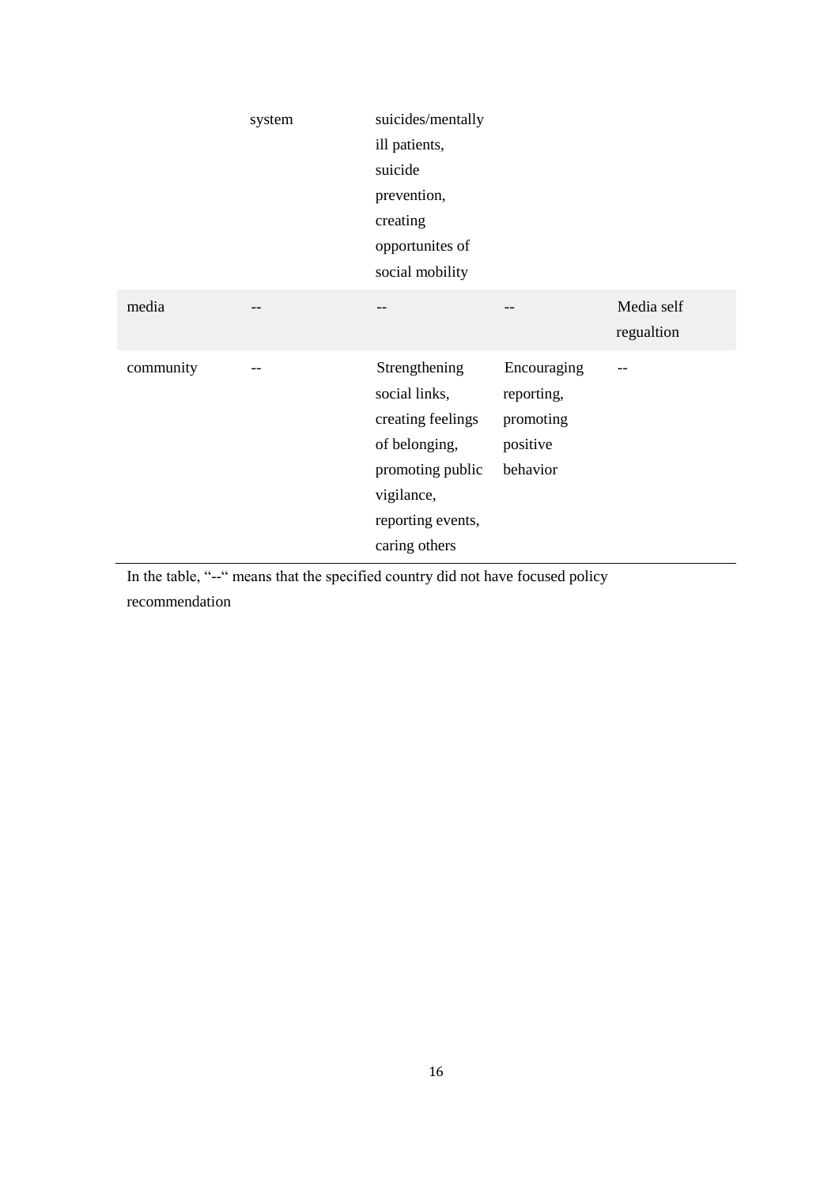| | | | | |
|---|---|---|---|---|
| | system | suicides/mentally ill patients, suicide prevention, creating opportunites of social mobility | | |
| media | -- | -- | -- | Media self regualtion |
| community | -- | Strengthening social links, creating feelings of belonging, promoting public vigilance, reporting events, caring others | Encouraging reporting, promoting positive behavior | -- |

In the table, "--" means that the specified country did not have focused policy recommendation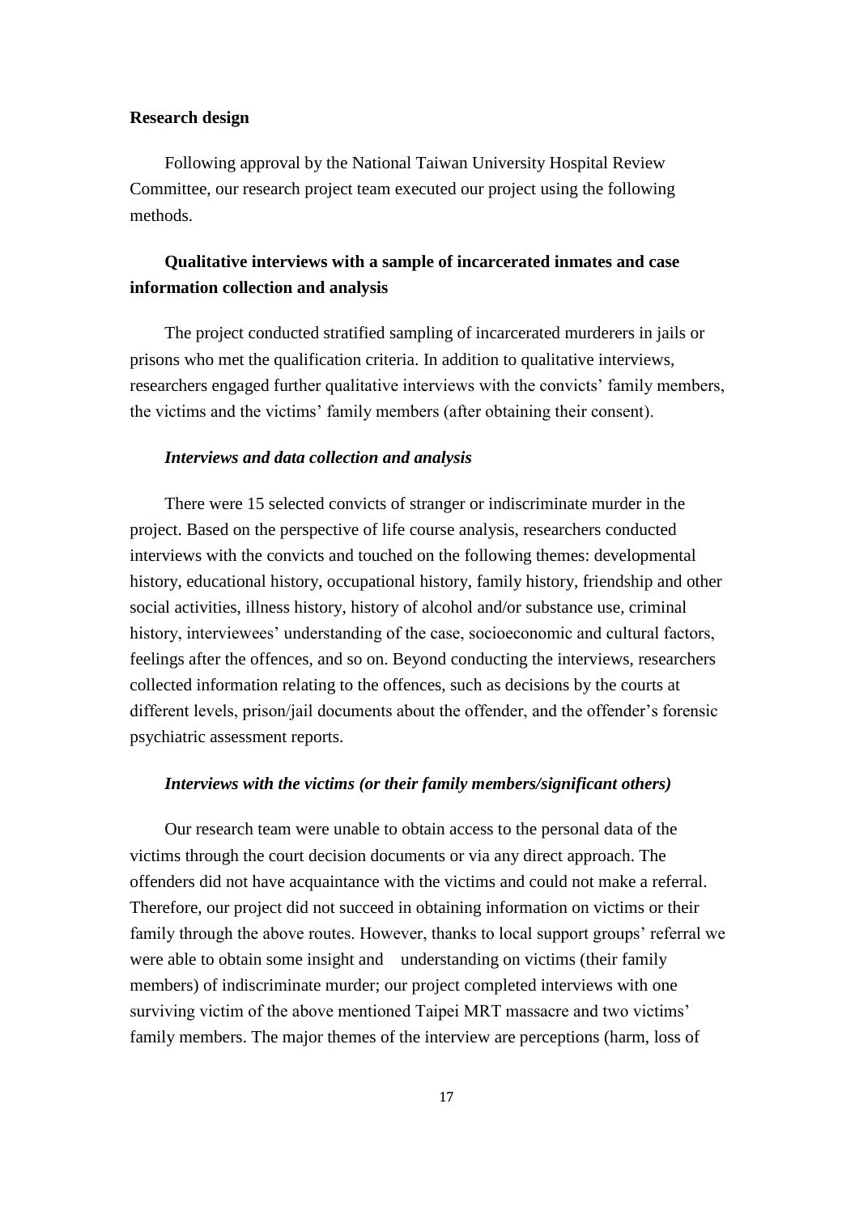**Research design**

Following approval by the National Taiwan University Hospital Review Committee, our research project team executed our project using the following methods.

**Qualitative interviews with a sample of incarcerated inmates and case information collection and analysis**

The project conducted stratified sampling of incarcerated murderers in jails or prisons who met the qualification criteria. In addition to qualitative interviews, researchers engaged further qualitative interviews with the convicts' family members, the victims and the victims' family members (after obtaining their consent).

***Interviews and data collection and analysis***

There were 15 selected convicts of stranger or indiscriminate murder in the project. Based on the perspective of life course analysis, researchers conducted interviews with the convicts and touched on the following themes: developmental history, educational history, occupational history, family history, friendship and other social activities, illness history, history of alcohol and/or substance use, criminal history, interviewees' understanding of the case, socioeconomic and cultural factors, feelings after the offences, and so on. Beyond conducting the interviews, researchers collected information relating to the offences, such as decisions by the courts at different levels, prison/jail documents about the offender, and the offender's forensic psychiatric assessment reports.

***Interviews with the victims (or their family members/significant others)***

Our research team were unable to obtain access to the personal data of the victims through the court decision documents or via any direct approach. The offenders did not have acquaintance with the victims and could not make a referral. Therefore, our project did not succeed in obtaining information on victims or their family through the above routes. However, thanks to local support groups' referral we were able to obtain some insight and understanding on victims (their family members) of indiscriminate murder; our project completed interviews with one surviving victim of the above mentioned Taipei MRT massacre and two victims' family members. The major themes of the interview are perceptions (harm, loss of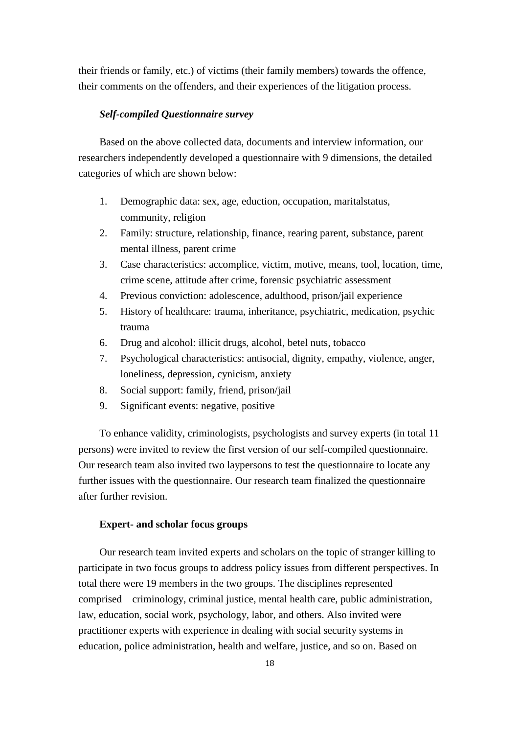their friends or family, etc.) of victims (their family members) towards the offence, their comments on the offenders, and their experiences of the litigation process.

### *Self-compiled Questionnaire survey*

Based on the above collected data, documents and interview information, our researchers independently developed a questionnaire with 9 dimensions, the detailed categories of which are shown below:

1. Demographic data: sex, age, eduction, occupation, maritalstatus, community, religion
2. Family: structure, relationship, finance, rearing parent, substance, parent mental illness, parent crime
3. Case characteristics: accomplice, victim, motive, means, tool, location, time, crime scene, attitude after crime, forensic psychiatric assessment
4. Previous conviction: adolescence, adulthood, prison/jail experience
5. History of healthcare: trauma, inheritance, psychiatric, medication, psychic trauma
6. Drug and alcohol: illicit drugs, alcohol, betel nuts, tobacco
7. Psychological characteristics: antisocial, dignity, empathy, violence, anger, loneliness, depression, cynicism, anxiety
8. Social support: family, friend, prison/jail
9. Significant events: negative, positive

To enhance validity, criminologists, psychologists and survey experts (in total 11 persons) were invited to review the first version of our self-compiled questionnaire. Our research team also invited two laypersons to test the questionnaire to locate any further issues with the questionnaire. Our research team finalized the questionnaire after further revision.

### **Expert- and scholar focus groups**

Our research team invited experts and scholars on the topic of stranger killing to participate in two focus groups to address policy issues from different perspectives. In total there were 19 members in the two groups. The disciplines represented comprised criminology, criminal justice, mental health care, public administration, law, education, social work, psychology, labor, and others. Also invited were practitioner experts with experience in dealing with social security systems in education, police administration, health and welfare, justice, and so on. Based on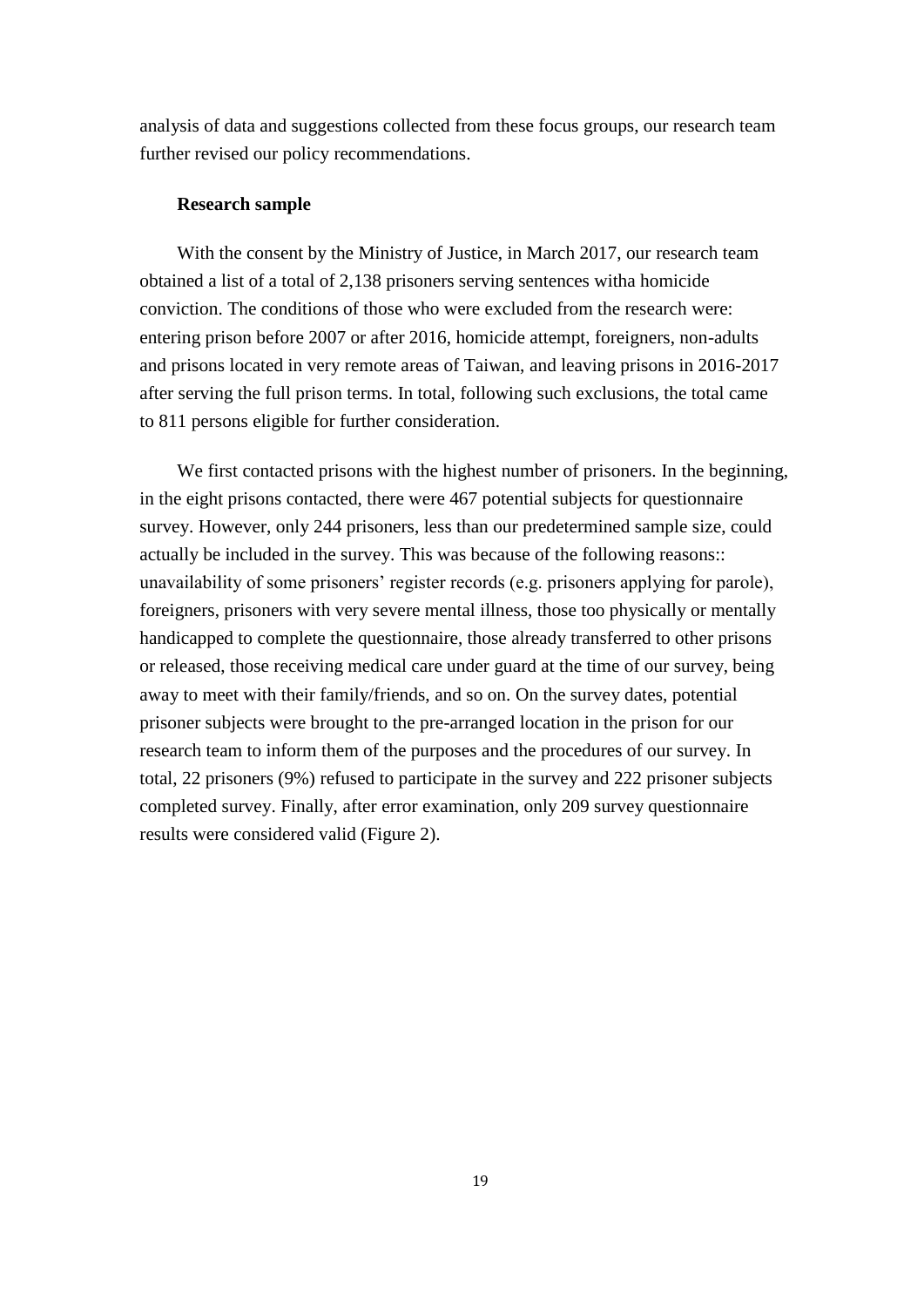analysis of data and suggestions collected from these focus groups, our research team further revised our policy recommendations.

**Research sample**

With the consent by the Ministry of Justice, in March 2017, our research team obtained a list of a total of 2,138 prisoners serving sentences witha homicide conviction. The conditions of those who were excluded from the research were: entering prison before 2007 or after 2016, homicide attempt, foreigners, non-adults and prisons located in very remote areas of Taiwan, and leaving prisons in 2016-2017 after serving the full prison terms. In total, following such exclusions, the total came to 811 persons eligible for further consideration.

We first contacted prisons with the highest number of prisoners. In the beginning, in the eight prisons contacted, there were 467 potential subjects for questionnaire survey. However, only 244 prisoners, less than our predetermined sample size, could actually be included in the survey. This was because of the following reasons:: unavailability of some prisoners' register records (e.g. prisoners applying for parole), foreigners, prisoners with very severe mental illness, those too physically or mentally handicapped to complete the questionnaire, those already transferred to other prisons or released, those receiving medical care under guard at the time of our survey, being away to meet with their family/friends, and so on. On the survey dates, potential prisoner subjects were brought to the pre-arranged location in the prison for our research team to inform them of the purposes and the procedures of our survey. In total, 22 prisoners (9%) refused to participate in the survey and 222 prisoner subjects completed survey. Finally, after error examination, only 209 survey questionnaire results were considered valid (Figure 2).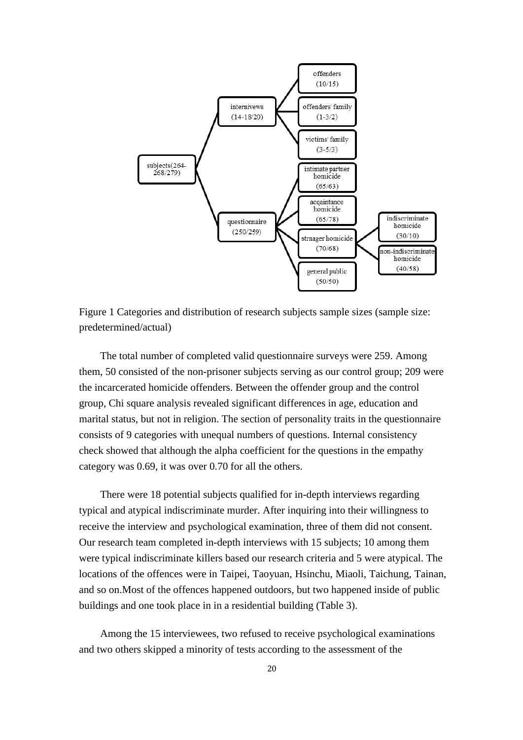- subjects(264-268/279)
  - internivews (14-18/20)
    - offenders (10/15)
    - offenders' family (1-3/2)
    - victims' family (3-5/3)
  - questionnaire (250/259)
    - intimate partner homicide (65/63)
    - acqaintance homicide (65/78)
    - strnager homicide (70/68)
      - indiscriminate homicide (30/10)
      - non-indiscriminate homicide (40/58)
    - general public (50/50)

Figure 1 Categories and distribution of research subjects sample sizes (sample size: predetermined/actual)

The total number of completed valid questionnaire surveys were 259. Among them, 50 consisted of the non-prisoner subjects serving as our control group; 209 were the incarcerated homicide offenders. Between the offender group and the control group, Chi square analysis revealed significant differences in age, education and marital status, but not in religion. The section of personality traits in the questionnaire consists of 9 categories with unequal numbers of questions. Internal consistency check showed that although the alpha coefficient for the questions in the empathy category was 0.69, it was over 0.70 for all the others.

There were 18 potential subjects qualified for in-depth interviews regarding typical and atypical indiscriminate murder. After inquiring into their willingness to receive the interview and psychological examination, three of them did not consent. Our research team completed in-depth interviews with 15 subjects; 10 among them were typical indiscriminate killers based our research criteria and 5 were atypical. The locations of the offences were in Taipei, Taoyuan, Hsinchu, Miaoli, Taichung, Tainan, and so on.Most of the offences happened outdoors, but two happened inside of public buildings and one took place in in a residential building (Table 3).

Among the 15 interviewees, two refused to receive psychological examinations and two others skipped a minority of tests according to the assessment of the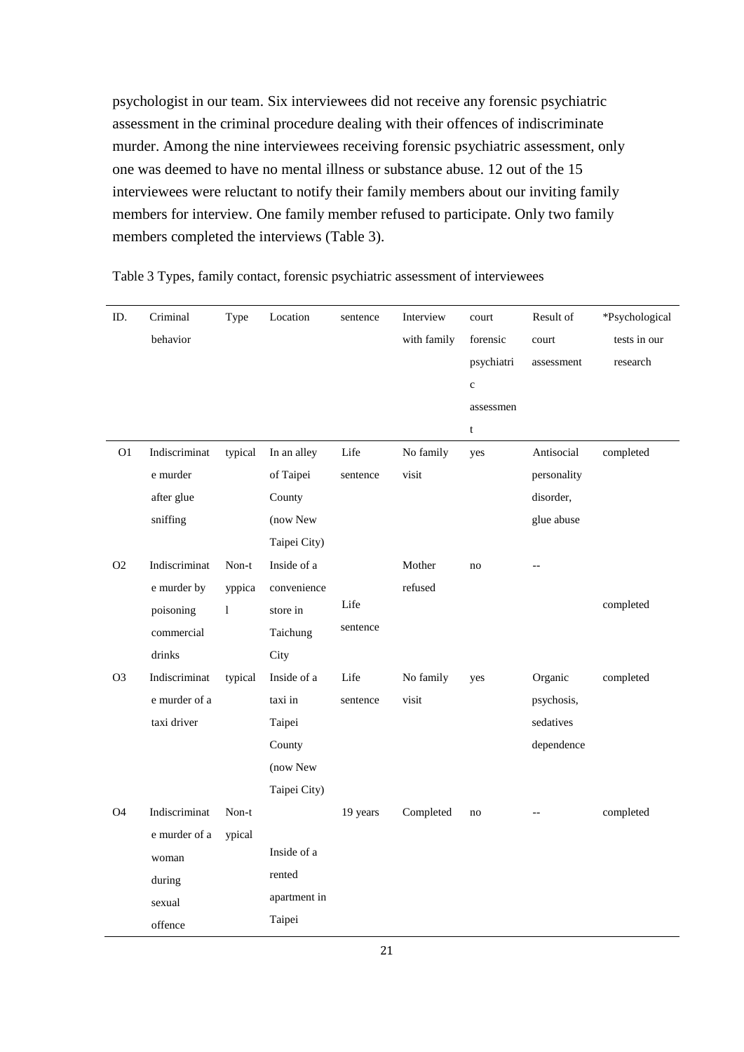psychologist in our team. Six interviewees did not receive any forensic psychiatric assessment in the criminal procedure dealing with their offences of indiscriminate murder. Among the nine interviewees receiving forensic psychiatric assessment, only one was deemed to have no mental illness or substance abuse. 12 out of the 15 interviewees were reluctant to notify their family members about our inviting family members for interview. One family member refused to participate. Only two family members completed the interviews (Table 3).

Table 3 Types, family contact, forensic psychiatric assessment of interviewees

| ID. | Criminal behavior | Type | Location | sentence | Interview with family | court forensic psychiatric assessment | Result of court assessment | *Psychological tests in our research |
|---|---|---|---|---|---|---|---|---|
| O1 | Indiscriminate murder after glue sniffing | typical | In an alley of Taipei County (now New Taipei City) | Life sentence | No family visit | yes | Antisocial personality disorder, glue abuse | completed |
| O2 | Indiscriminate murder by poisoning commercial drinks | Non-typical | Inside of a convenience store in Taichung City | Life sentence | Mother refused | no | -- | completed |
| O3 | Indiscriminate murder of a taxi driver | typical | Inside of a taxi in Taipei County (now New Taipei City) | Life sentence | No family visit | yes | Organic psychosis, sedatives dependence | completed |
| O4 | Indiscriminate murder of a woman during sexual offence | Non-typical | Inside of a rented apartment in Taipei | 19 years | Completed | no | -- | completed |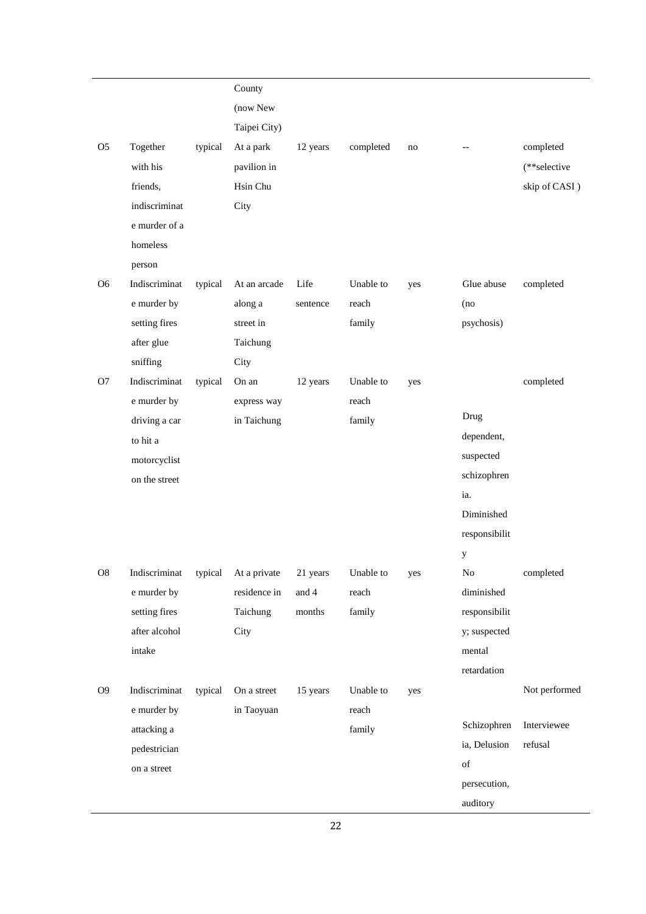| | | | County (now New Taipei City) | | | | | |
|---|---|---|---|---|---|---|---|---|
| O5 | Together with his friends, indiscriminate murder of a homeless person | typical | At a park pavilion in Hsin Chu City | 12 years | completed | no | -- | completed (**selective skip of CASI ) |
| O6 | Indiscriminate murder by setting fires after glue sniffing | typical | At an arcade along a street in Taichung City | Life sentence | Unable to reach family | yes | Glue abuse (no psychosis) | completed |
| O7 | Indiscriminate murder by driving a car to hit a motorcyclist on the street | typical | On an express way in Taichung | 12 years | Unable to reach family | yes | Drug dependent, suspected schizophrenia. Diminished responsibility | completed |
| O8 | Indiscriminate murder by setting fires after alcohol intake | typical | At a private residence in Taichung City | 21 years and 4 months | Unable to reach family | yes | No diminished responsibility; suspected mental retardation | completed |
| O9 | Indiscriminate murder by attacking a pedestrician on a street | typical | On a street in Taoyuan | 15 years | Unable to reach family | yes | Schizophrenia, Delusion of persecution, auditory | Not performed Interviewee refusal |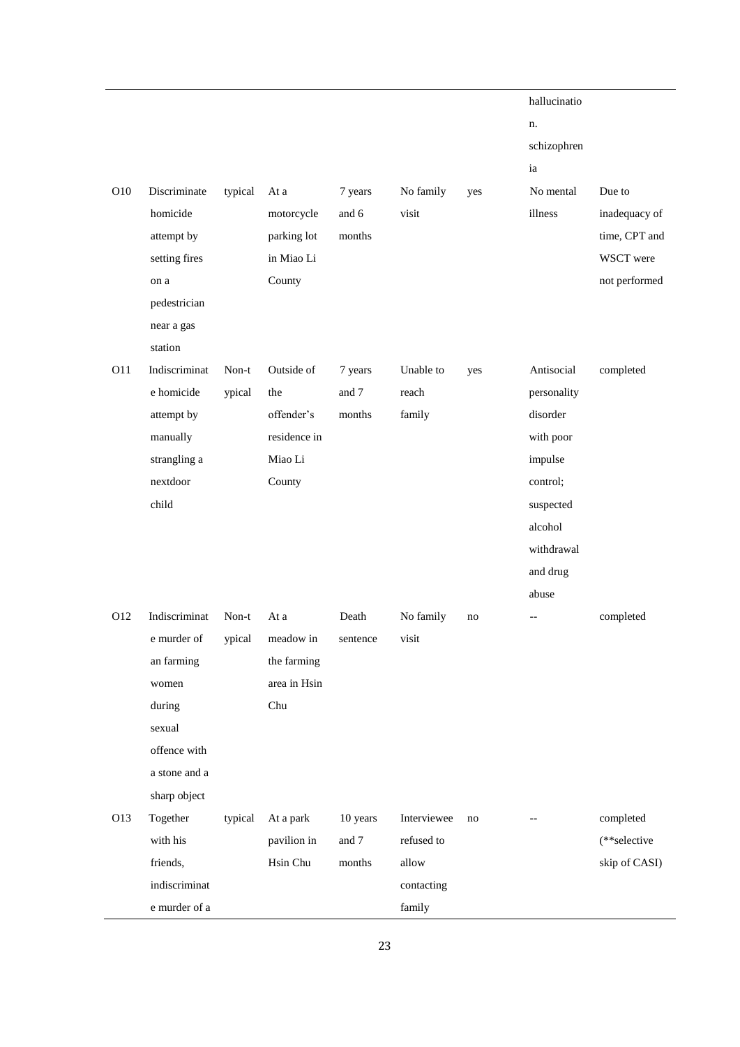| | | | | | | | | |
|---|---|---|---|---|---|---|---|---|
| | | | | | | | hallucination. schizophrenia | |
| O10 | Discriminate homicide attempt by setting fires on a pedestrician near a gas station | typical | At a motorcycle parking lot in Miao Li County | 7 years and 6 months | No family visit | yes | No mental illness | Due to inadequacy of time, CPT and WSCT were not performed |
| O11 | Indiscriminate homicide attempt by manually strangling a nextdoor child | Non-typical | Outside of the offender's residence in Miao Li County | 7 years and 7 months | Unable to reach family | yes | Antisocial personality disorder with poor impulse control; suspected alcohol withdrawal and drug abuse | completed |
| O12 | Indiscriminate murder of an farming women during sexual offence with a stone and a sharp object | Non-typical | At a meadow in the farming area in Hsin Chu | Death sentence | No family visit | no | -- | completed |
| O13 | Together with his friends, indiscriminate murder of a | typical | At a park pavilion in Hsin Chu | 10 years and 7 months | Interviewee refused to allow contacting family | no | -- | completed (**selective skip of CASI) |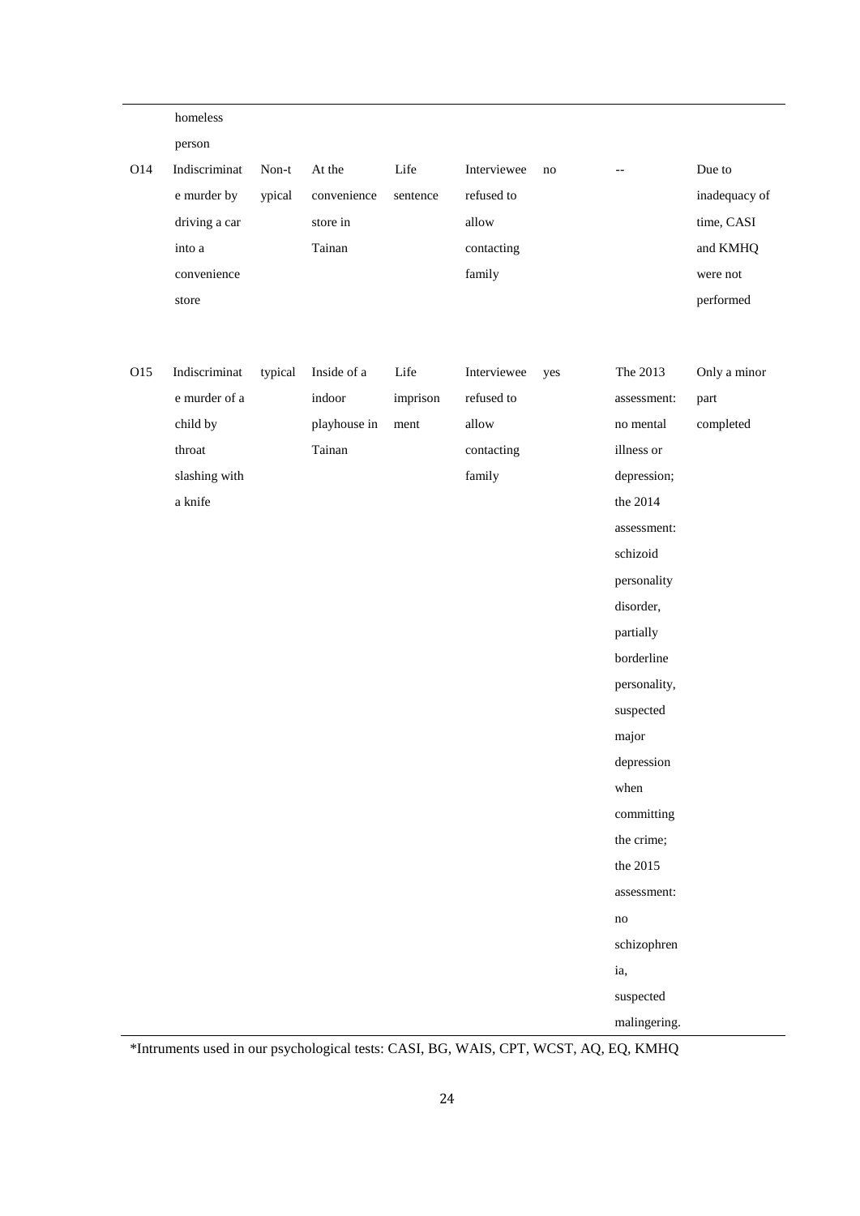| | | | | | | | | |
|---|---|---|---|---|---|---|---|---|
| | homeless person | | | | | | | |
| O14 | Indiscriminate murder by driving a car into a convenience store | Non-typical | At the convenience store in Tainan | Life sentence | Interviewee refused to allow contacting family | no | -- | Due to inadequacy of time, CASI and KMHQ were not performed |
| O15 | Indiscriminate murder of a child by throat slashing with a knife | typical | Inside of a indoor playhouse in Tainan | Life imprisonment | Interviewee refused to allow contacting family | yes | The 2013 assessment: no mental illness or depression; the 2014 assessment: schizoid personality disorder, partially borderline personality, suspected major depression when committing the crime; the 2015 assessment: no schizophrenia, suspected malingering. | Only a minor part completed |

*Intruments used in our psychological tests: CASI, BG, WAIS, CPT, WCST, AQ, EQ, KMHQ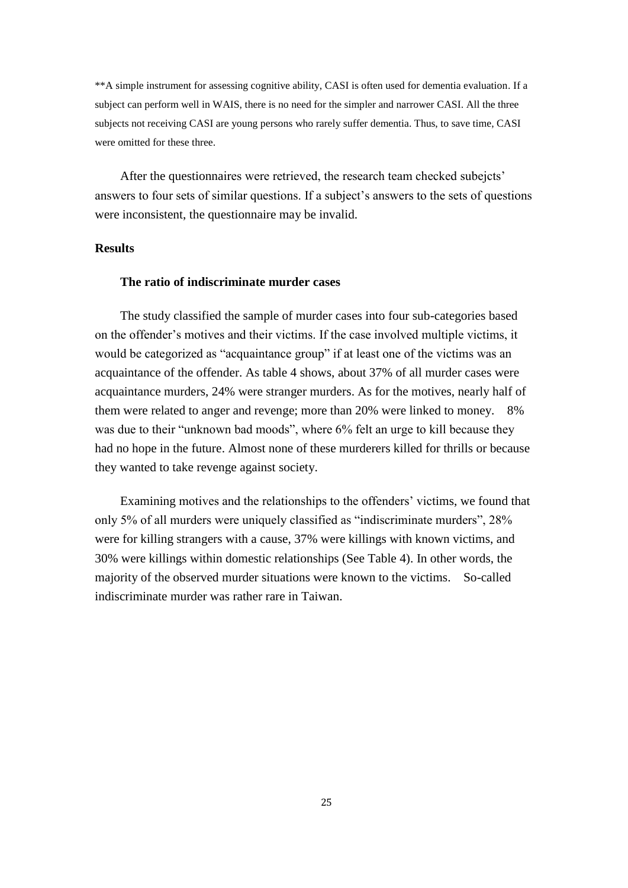**A simple instrument for assessing cognitive ability, CASI is often used for dementia evaluation. If a subject can perform well in WAIS, there is no need for the simpler and narrower CASI. All the three subjects not receiving CASI are young persons who rarely suffer dementia. Thus, to save time, CASI were omitted for these three.

After the questionnaires were retrieved, the research team checked subejcts' answers to four sets of similar questions. If a subject's answers to the sets of questions were inconsistent, the questionnaire may be invalid.

## Results

### The ratio of indiscriminate murder cases

The study classified the sample of murder cases into four sub-categories based on the offender's motives and their victims. If the case involved multiple victims, it would be categorized as "acquaintance group" if at least one of the victims was an acquaintance of the offender. As table 4 shows, about 37% of all murder cases were acquaintance murders, 24% were stranger murders. As for the motives, nearly half of them were related to anger and revenge; more than 20% were linked to money. 8% was due to their "unknown bad moods", where 6% felt an urge to kill because they had no hope in the future. Almost none of these murderers killed for thrills or because they wanted to take revenge against society.

Examining motives and the relationships to the offenders' victims, we found that only 5% of all murders were uniquely classified as "indiscriminate murders", 28% were for killing strangers with a cause, 37% were killings with known victims, and 30% were killings within domestic relationships (See Table 4). In other words, the majority of the observed murder situations were known to the victims. So-called indiscriminate murder was rather rare in Taiwan.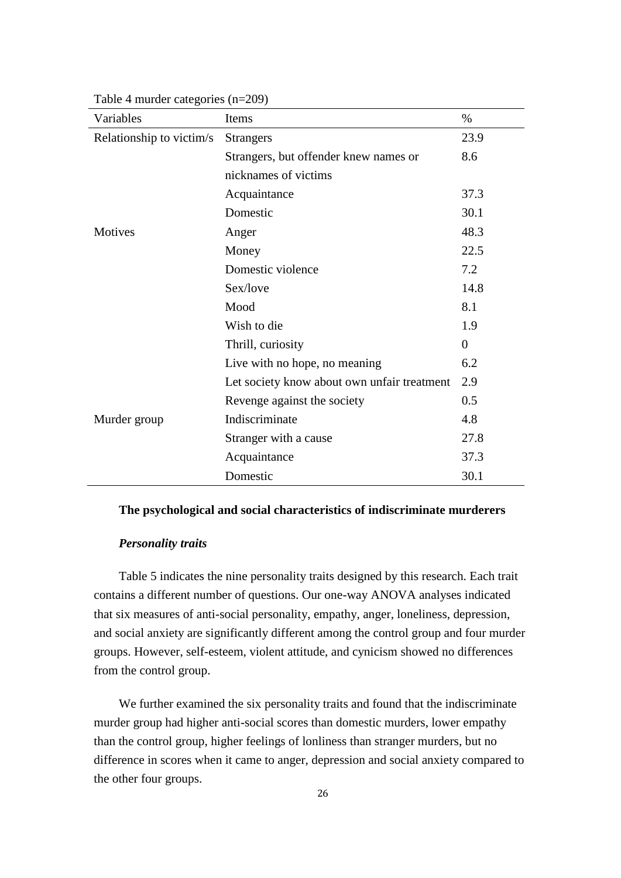Table 4 murder categories (n=209)

| Variables | Items | % |
|---|---|---|
| Relationship to victim/s | Strangers | 23.9 |
| | Strangers, but offender knew names or nicknames of victims | 8.6 |
| | Acquaintance | 37.3 |
| | Domestic | 30.1 |
| Motives | Anger | 48.3 |
| | Money | 22.5 |
| | Domestic violence | 7.2 |
| | Sex/love | 14.8 |
| | Mood | 8.1 |
| | Wish to die | 1.9 |
| | Thrill, curiosity | 0 |
| | Live with no hope, no meaning | 6.2 |
| | Let society know about own unfair treatment | 2.9 |
| | Revenge against the society | 0.5 |
| Murder group | Indiscriminate | 4.8 |
| | Stranger with a cause | 27.8 |
| | Acquaintance | 37.3 |
| | Domestic | 30.1 |

**The psychological and social characteristics of indiscriminate murderers**

***Personality traits***

Table 5 indicates the nine personality traits designed by this research. Each trait contains a different number of questions. Our one-way ANOVA analyses indicated that six measures of anti-social personality, empathy, anger, loneliness, depression, and social anxiety are significantly different among the control group and four murder groups. However, self-esteem, violent attitude, and cynicism showed no differences from the control group.

We further examined the six personality traits and found that the indiscriminate murder group had higher anti-social scores than domestic murders, lower empathy than the control group, higher feelings of lonliness than stranger murders, but no difference in scores when it came to anger, depression and social anxiety compared to the other four groups.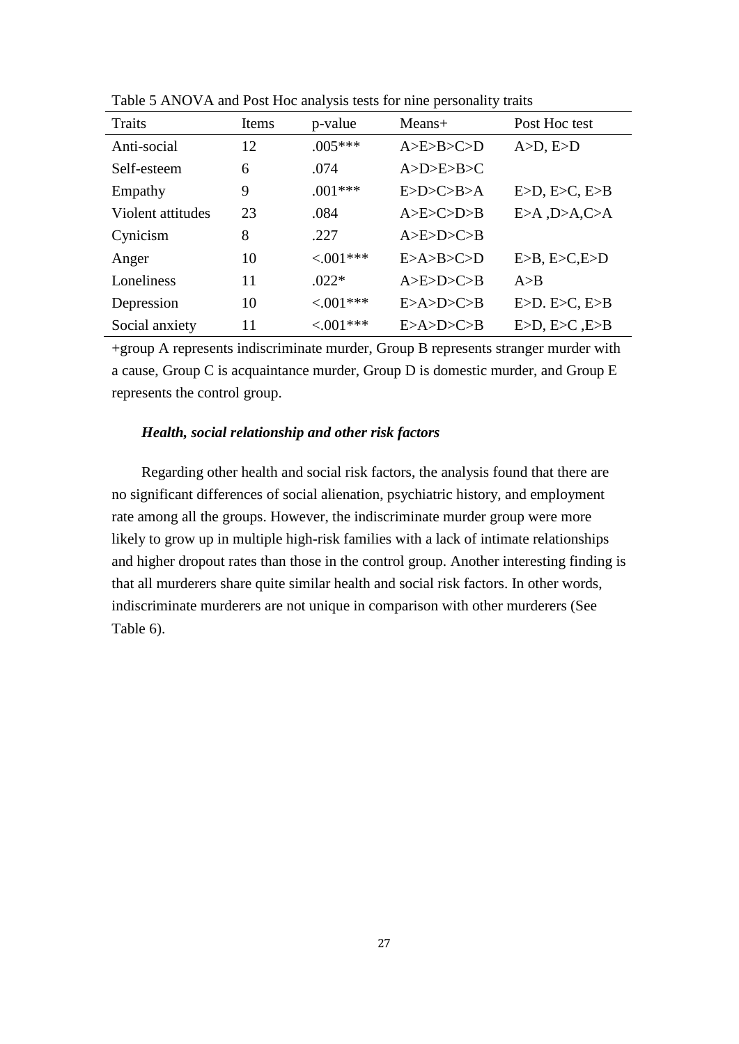Table 5 ANOVA and Post Hoc analysis tests for nine personality traits

| Traits | Items | p-value | Means+ | Post Hoc test |
|---|---|---|---|---|
| Anti-social | 12 | .005*** | A>E>B>C>D | A>D, E>D |
| Self-esteem | 6 | .074 | A>D>E>B>C | |
| Empathy | 9 | .001*** | E>D>C>B>A | E>D, E>C, E>B |
| Violent attitudes | 23 | .084 | A>E>C>D>B | E>A ,D>A,C>A |
| Cynicism | 8 | .227 | A>E>D>C>B | |
| Anger | 10 | <.001*** | E>A>B>C>D | E>B, E>C,E>D |
| Loneliness | 11 | .022* | A>E>D>C>B | A>B |
| Depression | 10 | <.001*** | E>A>D>C>B | E>D. E>C, E>B |
| Social anxiety | 11 | <.001*** | E>A>D>C>B | E>D, E>C ,E>B |

+group A represents indiscriminate murder, Group B represents stranger murder with a cause, Group C is acquaintance murder, Group D is domestic murder, and Group E represents the control group.

### *Health, social relationship and other risk factors*

Regarding other health and social risk factors, the analysis found that there are no significant differences of social alienation, psychiatric history, and employment rate among all the groups. However, the indiscriminate murder group were more likely to grow up in multiple high-risk families with a lack of intimate relationships and higher dropout rates than those in the control group. Another interesting finding is that all murderers share quite similar health and social risk factors. In other words, indiscriminate murderers are not unique in comparison with other murderers (See Table 6).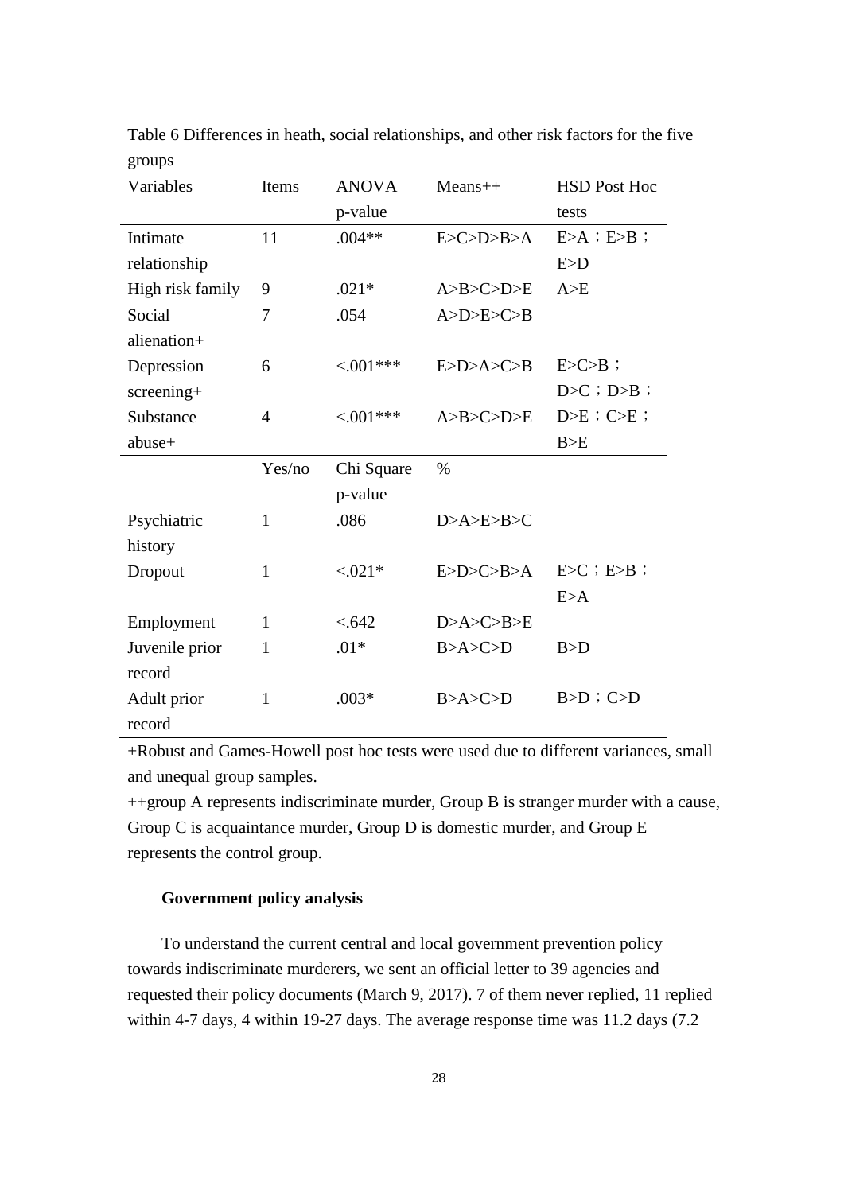Table 6 Differences in heath, social relationships, and other risk factors for the five groups

| Variables | Items | ANOVA p-value | Means++ | HSD Post Hoc tests |
|---|---|---|---|---|
| Intimate relationship | 11 | .004** | E>C>D>B>A | E>A；E>B；E>D |
| High risk family | 9 | .021* | A>B>C>D>E | A>E |
| Social alienation+ | 7 | .054 | A>D>E>C>B | |
| Depression screening+ | 6 | <.001*** | E>D>A>C>B | E>C>B；D>C；D>B； |
| Substance abuse+ | 4 | <.001*** | A>B>C>D>E | D>E；C>E；B>E |
| | Yes/no | Chi Square p-value | % | |
| Psychiatric history | 1 | .086 | D>A>E>B>C | |
| Dropout | 1 | <.021* | E>D>C>B>A | E>C；E>B；E>A |
| Employment | 1 | <.642 | D>A>C>B>E | |
| Juvenile prior record | 1 | .01* | B>A>C>D | B>D |
| Adult prior record | 1 | .003* | B>A>C>D | B>D；C>D |

+Robust and Games-Howell post hoc tests were used due to different variances, small and unequal group samples.

++group A represents indiscriminate murder, Group B is stranger murder with a cause, Group C is acquaintance murder, Group D is domestic murder, and Group E represents the control group.

**Government policy analysis**

To understand the current central and local government prevention policy towards indiscriminate murderers, we sent an official letter to 39 agencies and requested their policy documents (March 9, 2017). 7 of them never replied, 11 replied within 4-7 days, 4 within 19-27 days. The average response time was 11.2 days (7.2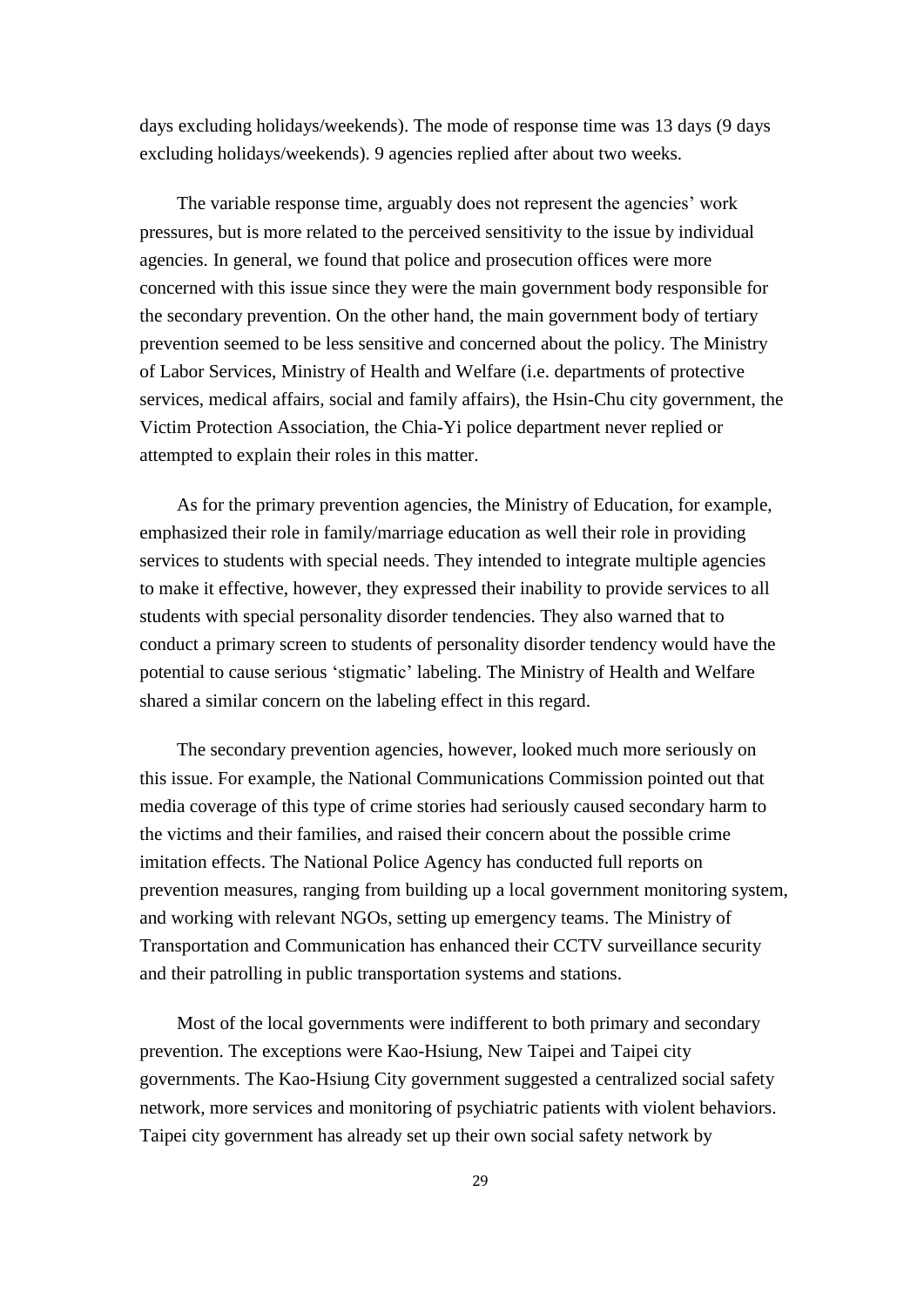days excluding holidays/weekends). The mode of response time was 13 days (9 days excluding holidays/weekends). 9 agencies replied after about two weeks.

The variable response time, arguably does not represent the agencies' work pressures, but is more related to the perceived sensitivity to the issue by individual agencies. In general, we found that police and prosecution offices were more concerned with this issue since they were the main government body responsible for the secondary prevention. On the other hand, the main government body of tertiary prevention seemed to be less sensitive and concerned about the policy. The Ministry of Labor Services, Ministry of Health and Welfare (i.e. departments of protective services, medical affairs, social and family affairs), the Hsin-Chu city government, the Victim Protection Association, the Chia-Yi police department never replied or attempted to explain their roles in this matter.

As for the primary prevention agencies, the Ministry of Education, for example, emphasized their role in family/marriage education as well their role in providing services to students with special needs. They intended to integrate multiple agencies to make it effective, however, they expressed their inability to provide services to all students with special personality disorder tendencies. They also warned that to conduct a primary screen to students of personality disorder tendency would have the potential to cause serious 'stigmatic' labeling. The Ministry of Health and Welfare shared a similar concern on the labeling effect in this regard.

The secondary prevention agencies, however, looked much more seriously on this issue. For example, the National Communications Commission pointed out that media coverage of this type of crime stories had seriously caused secondary harm to the victims and their families, and raised their concern about the possible crime imitation effects. The National Police Agency has conducted full reports on prevention measures, ranging from building up a local government monitoring system, and working with relevant NGOs, setting up emergency teams. The Ministry of Transportation and Communication has enhanced their CCTV surveillance security and their patrolling in public transportation systems and stations.

Most of the local governments were indifferent to both primary and secondary prevention. The exceptions were Kao-Hsiung, New Taipei and Taipei city governments. The Kao-Hsiung City government suggested a centralized social safety network, more services and monitoring of psychiatric patients with violent behaviors. Taipei city government has already set up their own social safety network by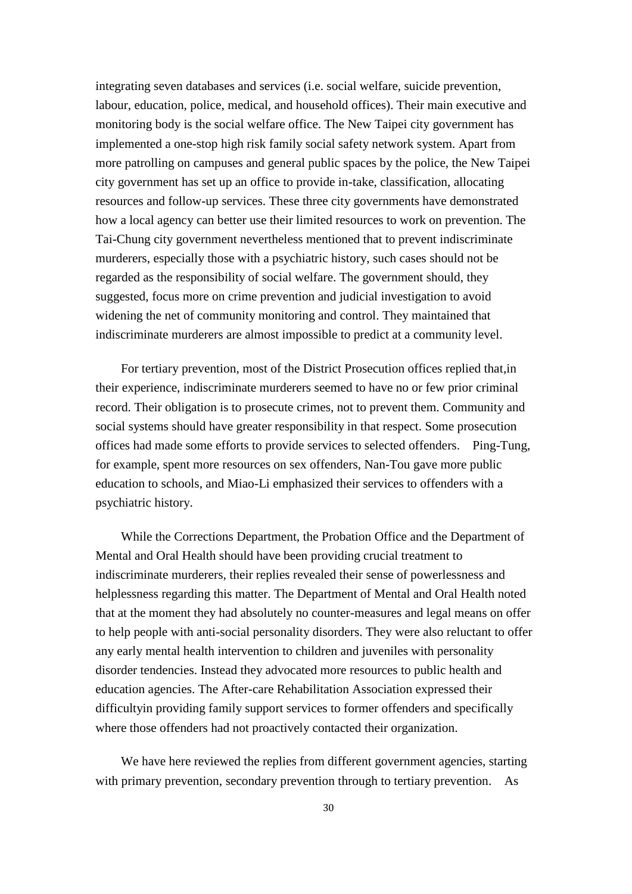integrating seven databases and services (i.e. social welfare, suicide prevention, labour, education, police, medical, and household offices). Their main executive and monitoring body is the social welfare office. The New Taipei city government has implemented a one-stop high risk family social safety network system. Apart from more patrolling on campuses and general public spaces by the police, the New Taipei city government has set up an office to provide in-take, classification, allocating resources and follow-up services. These three city governments have demonstrated how a local agency can better use their limited resources to work on prevention. The Tai-Chung city government nevertheless mentioned that to prevent indiscriminate murderers, especially those with a psychiatric history, such cases should not be regarded as the responsibility of social welfare. The government should, they suggested, focus more on crime prevention and judicial investigation to avoid widening the net of community monitoring and control. They maintained that indiscriminate murderers are almost impossible to predict at a community level.

For tertiary prevention, most of the District Prosecution offices replied that,in their experience, indiscriminate murderers seemed to have no or few prior criminal record. Their obligation is to prosecute crimes, not to prevent them. Community and social systems should have greater responsibility in that respect. Some prosecution offices had made some efforts to provide services to selected offenders. Ping-Tung, for example, spent more resources on sex offenders, Nan-Tou gave more public education to schools, and Miao-Li emphasized their services to offenders with a psychiatric history.

While the Corrections Department, the Probation Office and the Department of Mental and Oral Health should have been providing crucial treatment to indiscriminate murderers, their replies revealed their sense of powerlessness and helplessness regarding this matter. The Department of Mental and Oral Health noted that at the moment they had absolutely no counter-measures and legal means on offer to help people with anti-social personality disorders. They were also reluctant to offer any early mental health intervention to children and juveniles with personality disorder tendencies. Instead they advocated more resources to public health and education agencies. The After-care Rehabilitation Association expressed their difficultyin providing family support services to former offenders and specifically where those offenders had not proactively contacted their organization.

We have here reviewed the replies from different government agencies, starting with primary prevention, secondary prevention through to tertiary prevention. As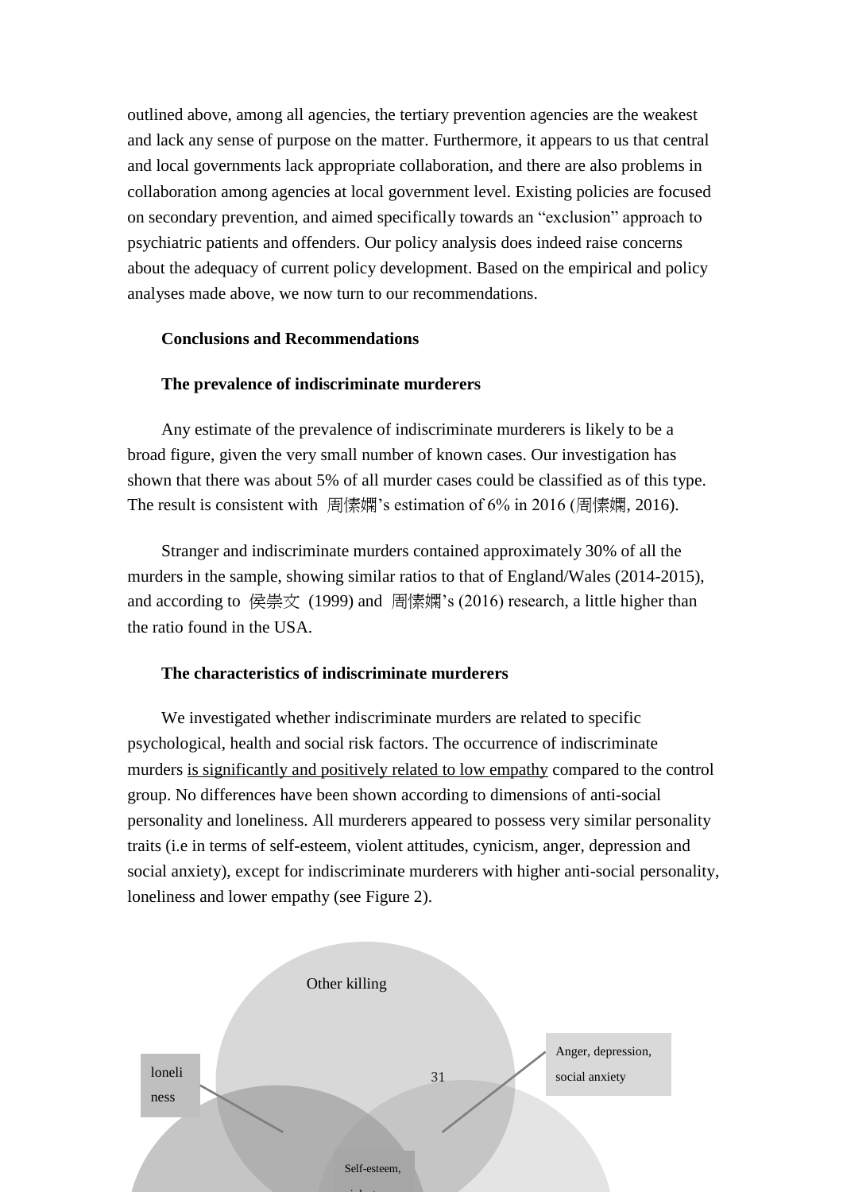outlined above, among all agencies, the tertiary prevention agencies are the weakest and lack any sense of purpose on the matter. Furthermore, it appears to us that central and local governments lack appropriate collaboration, and there are also problems in collaboration among agencies at local government level. Existing policies are focused on secondary prevention, and aimed specifically towards an "exclusion" approach to psychiatric patients and offenders. Our policy analysis does indeed raise concerns about the adequacy of current policy development. Based on the empirical and policy analyses made above, we now turn to our recommendations.

## Conclusions and Recommendations

### The prevalence of indiscriminate murderers

Any estimate of the prevalence of indiscriminate murderers is likely to be a broad figure, given the very small number of known cases. Our investigation has shown that there was about 5% of all murder cases could be classified as of this type. The result is consistent with 周愫嫻's estimation of 6% in 2016 (周愫嫻, 2016).

Stranger and indiscriminate murders contained approximately 30% of all the murders in the sample, showing similar ratios to that of England/Wales (2014-2015), and according to 侯崇文 (1999) and 周愫嫻's (2016) research, a little higher than the ratio found in the USA.

### The characteristics of indiscriminate murderers

We investigated whether indiscriminate murders are related to specific psychological, health and social risk factors. The occurrence of indiscriminate murders <u>is significantly and positively related to low empathy</u> compared to the control group. No differences have been shown according to dimensions of anti-social personality and loneliness. All murderers appeared to possess very similar personality traits (i.e in terms of self-esteem, violent attitudes, cynicism, anger, depression and social anxiety), except for indiscriminate murderers with higher anti-social personality, loneliness and lower empathy (see Figure 2).

Other killing

loneliness

Anger, depression, social anxiety

Self-esteem,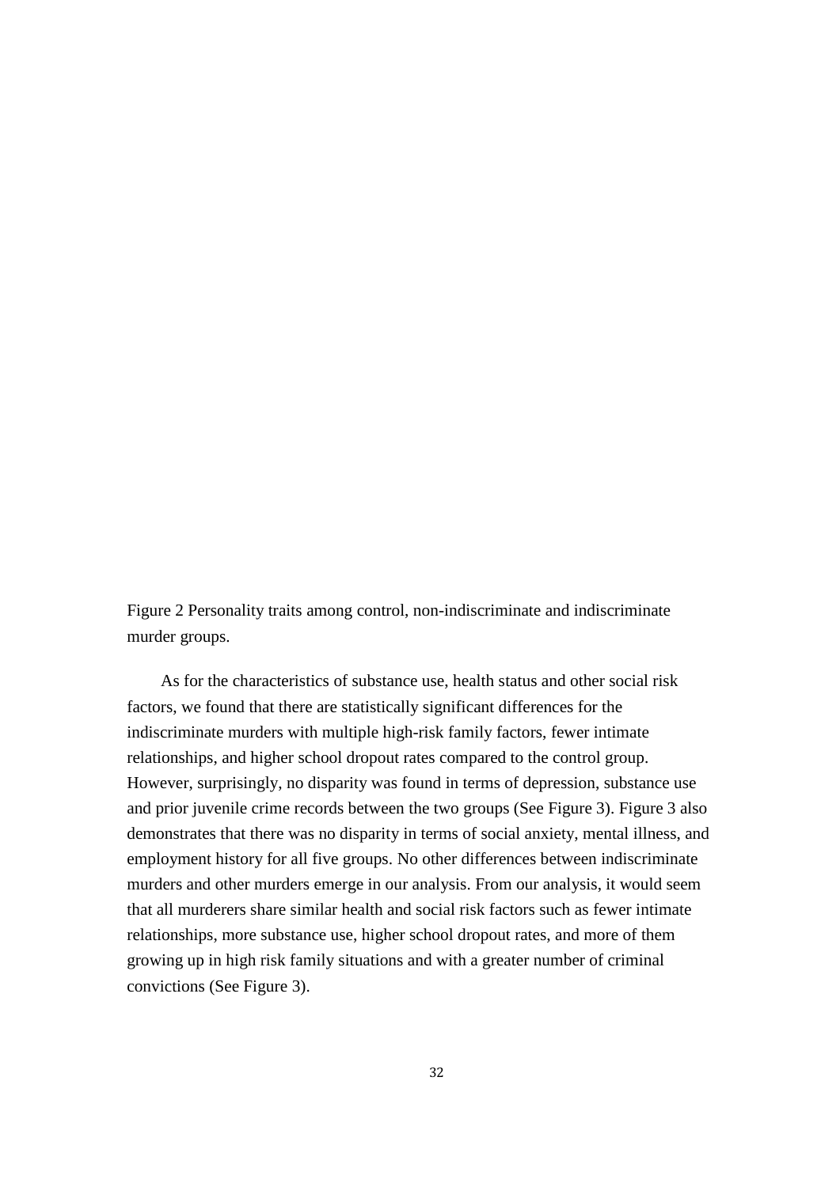Figure 2 Personality traits among control, non-indiscriminate and indiscriminate murder groups.

As for the characteristics of substance use, health status and other social risk factors, we found that there are statistically significant differences for the indiscriminate murders with multiple high-risk family factors, fewer intimate relationships, and higher school dropout rates compared to the control group. However, surprisingly, no disparity was found in terms of depression, substance use and prior juvenile crime records between the two groups (See Figure 3). Figure 3 also demonstrates that there was no disparity in terms of social anxiety, mental illness, and employment history for all five groups. No other differences between indiscriminate murders and other murders emerge in our analysis. From our analysis, it would seem that all murderers share similar health and social risk factors such as fewer intimate relationships, more substance use, higher school dropout rates, and more of them growing up in high risk family situations and with a greater number of criminal convictions (See Figure 3).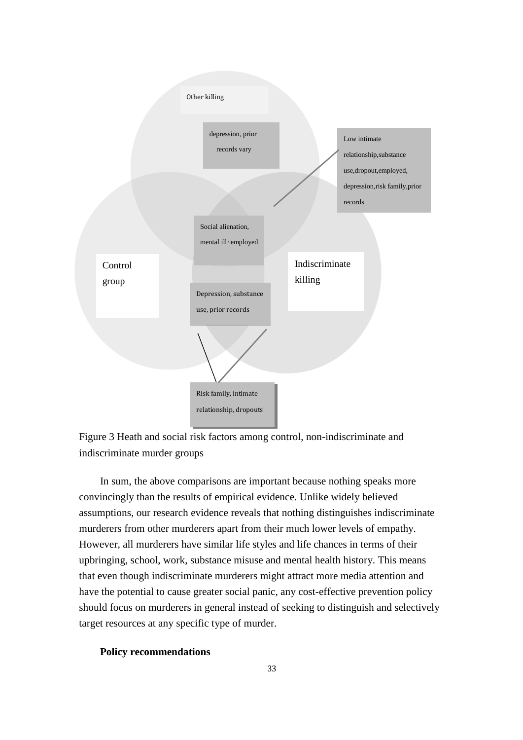Other killing

depression, prior records vary

Low intimate relationship,substance use,dropout,employed, depression,risk family,prior records

Social alienation, mental ill、employed

Control group

Indiscriminate killing

Depression, substance use, prior records

Risk family, intimate relationship, dropouts

Figure 3 Heath and social risk factors among control, non-indiscriminate and indiscriminate murder groups

In sum, the above comparisons are important because nothing speaks more convincingly than the results of empirical evidence. Unlike widely believed assumptions, our research evidence reveals that nothing distinguishes indiscriminate murderers from other murderers apart from their much lower levels of empathy. However, all murderers have similar life styles and life chances in terms of their upbringing, school, work, substance misuse and mental health history. This means that even though indiscriminate murderers might attract more media attention and have the potential to cause greater social panic, any cost-effective prevention policy should focus on murderers in general instead of seeking to distinguish and selectively target resources at any specific type of murder.

**Policy recommendations**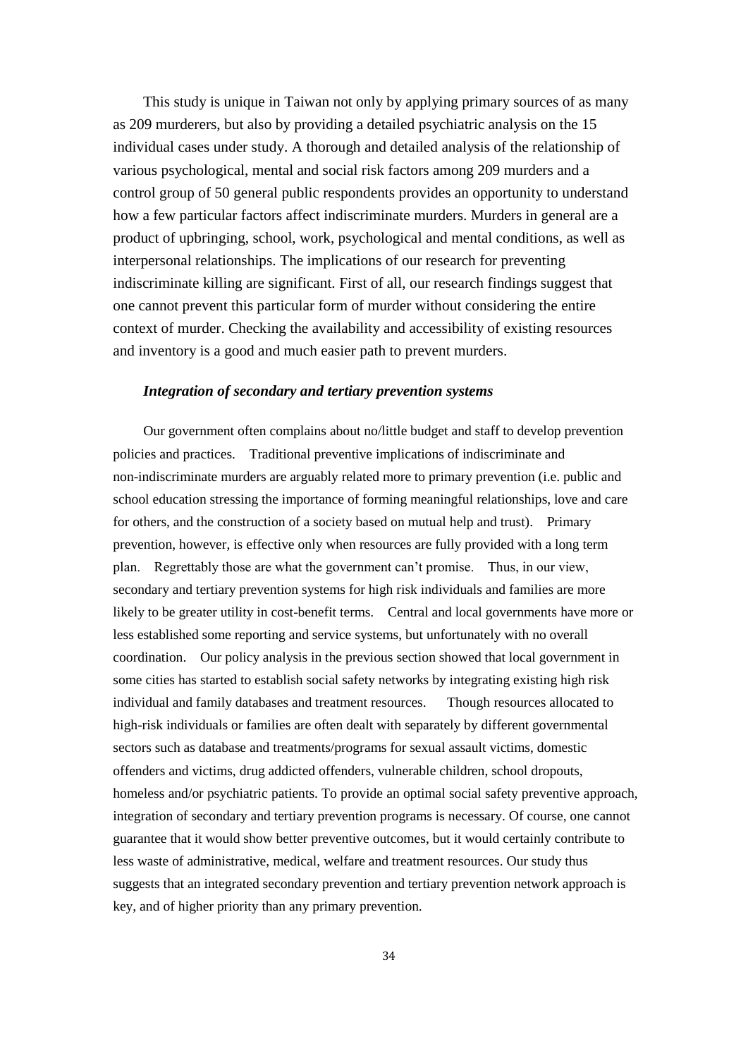This study is unique in Taiwan not only by applying primary sources of as many as 209 murderers, but also by providing a detailed psychiatric analysis on the 15 individual cases under study. A thorough and detailed analysis of the relationship of various psychological, mental and social risk factors among 209 murders and a control group of 50 general public respondents provides an opportunity to understand how a few particular factors affect indiscriminate murders. Murders in general are a product of upbringing, school, work, psychological and mental conditions, as well as interpersonal relationships. The implications of our research for preventing indiscriminate killing are significant. First of all, our research findings suggest that one cannot prevent this particular form of murder without considering the entire context of murder. Checking the availability and accessibility of existing resources and inventory is a good and much easier path to prevent murders.

### *Integration of secondary and tertiary prevention systems*

Our government often complains about no/little budget and staff to develop prevention policies and practices. Traditional preventive implications of indiscriminate and non-indiscriminate murders are arguably related more to primary prevention (i.e. public and school education stressing the importance of forming meaningful relationships, love and care for others, and the construction of a society based on mutual help and trust). Primary prevention, however, is effective only when resources are fully provided with a long term plan. Regrettably those are what the government can't promise. Thus, in our view, secondary and tertiary prevention systems for high risk individuals and families are more likely to be greater utility in cost-benefit terms. Central and local governments have more or less established some reporting and service systems, but unfortunately with no overall coordination. Our policy analysis in the previous section showed that local government in some cities has started to establish social safety networks by integrating existing high risk individual and family databases and treatment resources. Though resources allocated to high-risk individuals or families are often dealt with separately by different governmental sectors such as database and treatments/programs for sexual assault victims, domestic offenders and victims, drug addicted offenders, vulnerable children, school dropouts, homeless and/or psychiatric patients. To provide an optimal social safety preventive approach, integration of secondary and tertiary prevention programs is necessary. Of course, one cannot guarantee that it would show better preventive outcomes, but it would certainly contribute to less waste of administrative, medical, welfare and treatment resources. Our study thus suggests that an integrated secondary prevention and tertiary prevention network approach is key, and of higher priority than any primary prevention.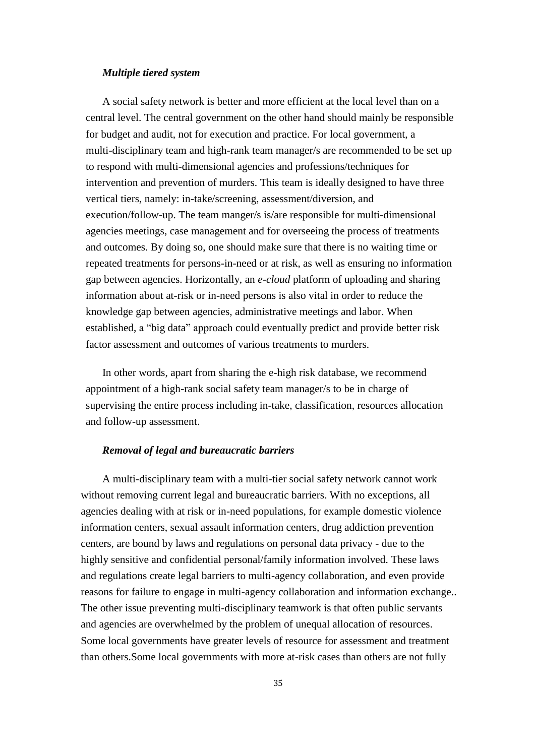***Multiple tiered system***

A social safety network is better and more efficient at the local level than on a central level. The central government on the other hand should mainly be responsible for budget and audit, not for execution and practice. For local government, a multi-disciplinary team and high-rank team manager/s are recommended to be set up to respond with multi-dimensional agencies and professions/techniques for intervention and prevention of murders. This team is ideally designed to have three vertical tiers, namely: in-take/screening, assessment/diversion, and execution/follow-up. The team manger/s is/are responsible for multi-dimensional agencies meetings, case management and for overseeing the process of treatments and outcomes. By doing so, one should make sure that there is no waiting time or repeated treatments for persons-in-need or at risk, as well as ensuring no information gap between agencies. Horizontally, an *e-cloud* platform of uploading and sharing information about at-risk or in-need persons is also vital in order to reduce the knowledge gap between agencies, administrative meetings and labor. When established, a "big data" approach could eventually predict and provide better risk factor assessment and outcomes of various treatments to murders.

In other words, apart from sharing the e-high risk database, we recommend appointment of a high-rank social safety team manager/s to be in charge of supervising the entire process including in-take, classification, resources allocation and follow-up assessment.

***Removal of legal and bureaucratic barriers***

A multi-disciplinary team with a multi-tier social safety network cannot work without removing current legal and bureaucratic barriers. With no exceptions, all agencies dealing with at risk or in-need populations, for example domestic violence information centers, sexual assault information centers, drug addiction prevention centers, are bound by laws and regulations on personal data privacy - due to the highly sensitive and confidential personal/family information involved. These laws and regulations create legal barriers to multi-agency collaboration, and even provide reasons for failure to engage in multi-agency collaboration and information exchange.. The other issue preventing multi-disciplinary teamwork is that often public servants and agencies are overwhelmed by the problem of unequal allocation of resources. Some local governments have greater levels of resource for assessment and treatment than others.Some local governments with more at-risk cases than others are not fully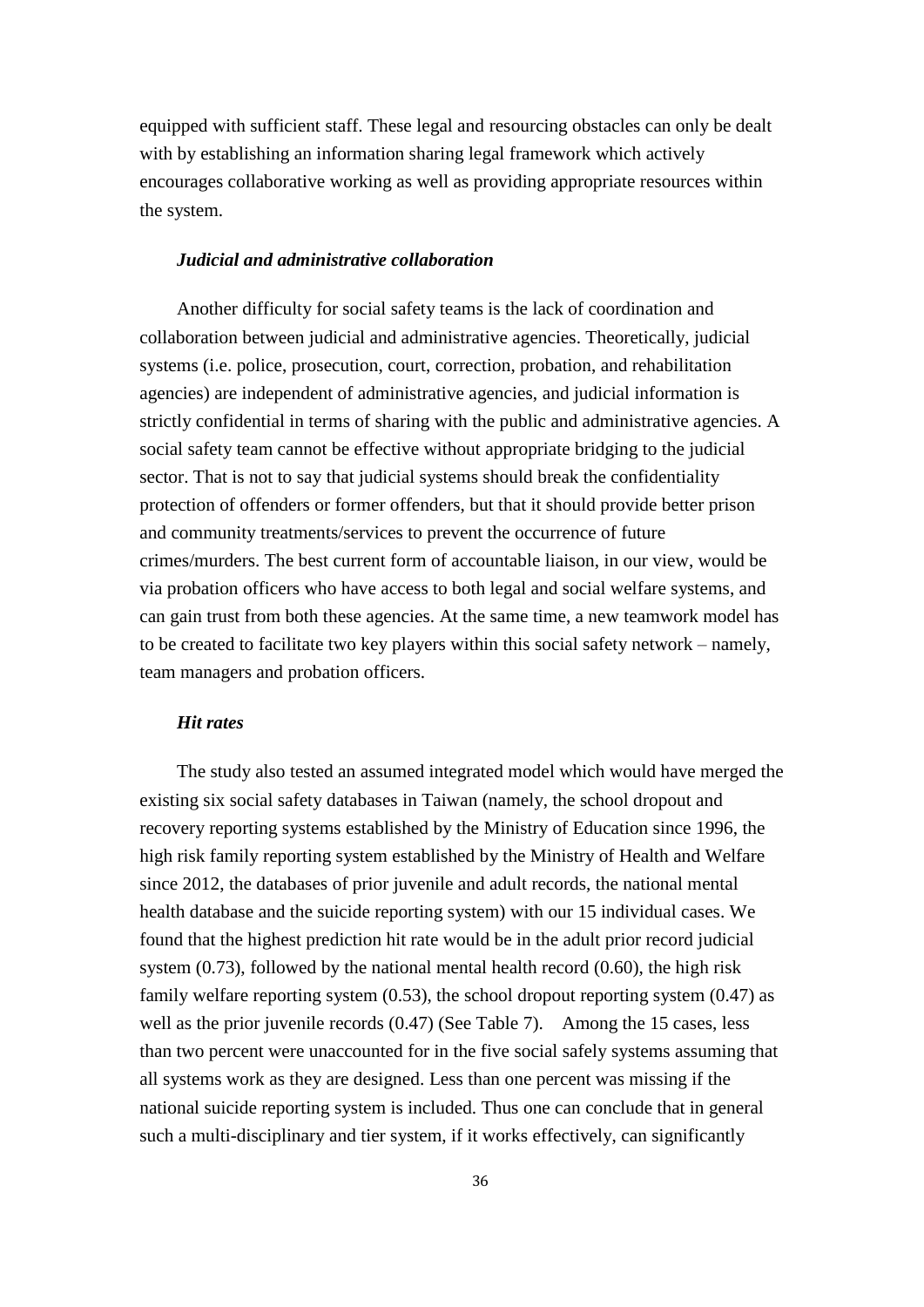equipped with sufficient staff. These legal and resourcing obstacles can only be dealt with by establishing an information sharing legal framework which actively encourages collaborative working as well as providing appropriate resources within the system.

### *Judicial and administrative collaboration*

Another difficulty for social safety teams is the lack of coordination and collaboration between judicial and administrative agencies. Theoretically, judicial systems (i.e. police, prosecution, court, correction, probation, and rehabilitation agencies) are independent of administrative agencies, and judicial information is strictly confidential in terms of sharing with the public and administrative agencies. A social safety team cannot be effective without appropriate bridging to the judicial sector. That is not to say that judicial systems should break the confidentiality protection of offenders or former offenders, but that it should provide better prison and community treatments/services to prevent the occurrence of future crimes/murders. The best current form of accountable liaison, in our view, would be via probation officers who have access to both legal and social welfare systems, and can gain trust from both these agencies. At the same time, a new teamwork model has to be created to facilitate two key players within this social safety network – namely, team managers and probation officers.

### *Hit rates*

The study also tested an assumed integrated model which would have merged the existing six social safety databases in Taiwan (namely, the school dropout and recovery reporting systems established by the Ministry of Education since 1996, the high risk family reporting system established by the Ministry of Health and Welfare since 2012, the databases of prior juvenile and adult records, the national mental health database and the suicide reporting system) with our 15 individual cases. We found that the highest prediction hit rate would be in the adult prior record judicial system (0.73), followed by the national mental health record (0.60), the high risk family welfare reporting system (0.53), the school dropout reporting system (0.47) as well as the prior juvenile records (0.47) (See Table 7). Among the 15 cases, less than two percent were unaccounted for in the five social safely systems assuming that all systems work as they are designed. Less than one percent was missing if the national suicide reporting system is included. Thus one can conclude that in general such a multi-disciplinary and tier system, if it works effectively, can significantly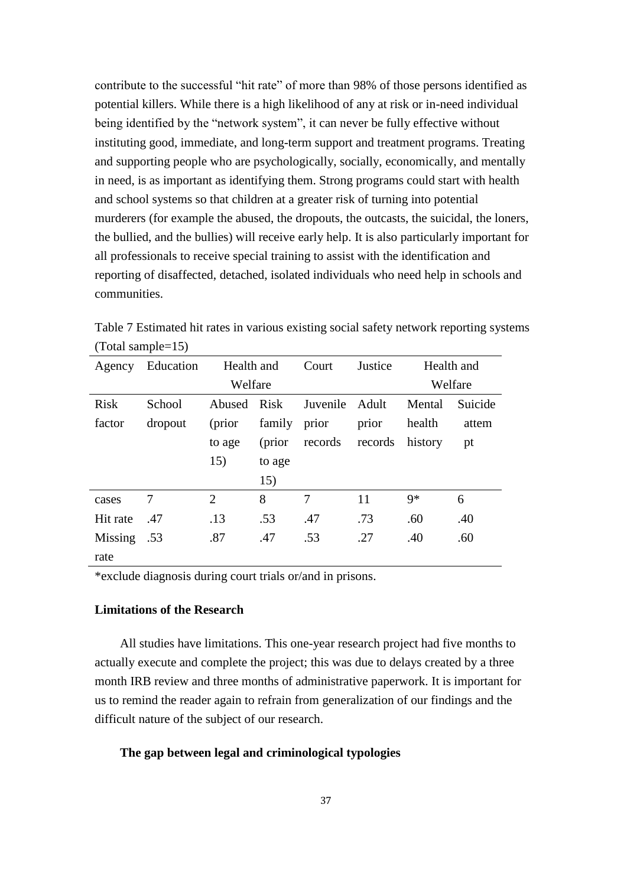contribute to the successful "hit rate" of more than 98% of those persons identified as potential killers. While there is a high likelihood of any at risk or in-need individual being identified by the "network system", it can never be fully effective without instituting good, immediate, and long-term support and treatment programs. Treating and supporting people who are psychologically, socially, economically, and mentally in need, is as important as identifying them. Strong programs could start with health and school systems so that children at a greater risk of turning into potential murderers (for example the abused, the dropouts, the outcasts, the suicidal, the loners, the bullied, and the bullies) will receive early help. It is also particularly important for all professionals to receive special training to assist with the identification and reporting of disaffected, detached, isolated individuals who need help in schools and communities.

Table 7 Estimated hit rates in various existing social safety network reporting systems (Total sample=15)

| Agency | Education | Health and Welfare | | Court | Justice | Health and Welfare | |
|---|---|---|---|---|---|---|---|
| Risk factor | School dropout | Abused (prior to age 15) | Risk family (prior to age 15) | Juvenile prior records | Adult prior records | Mental health history | Suicide attempt |
| cases | 7 | 2 | 8 | 7 | 11 | 9* | 6 |
| Hit rate | .47 | .13 | .53 | .47 | .73 | .60 | .40 |
| Missing rate | .53 | .87 | .47 | .53 | .27 | .40 | .60 |

*exclude diagnosis during court trials or/and in prisons.

**Limitations of the Research**

All studies have limitations. This one-year research project had five months to actually execute and complete the project; this was due to delays created by a three month IRB review and three months of administrative paperwork. It is important for us to remind the reader again to refrain from generalization of our findings and the difficult nature of the subject of our research.

**The gap between legal and criminological typologies**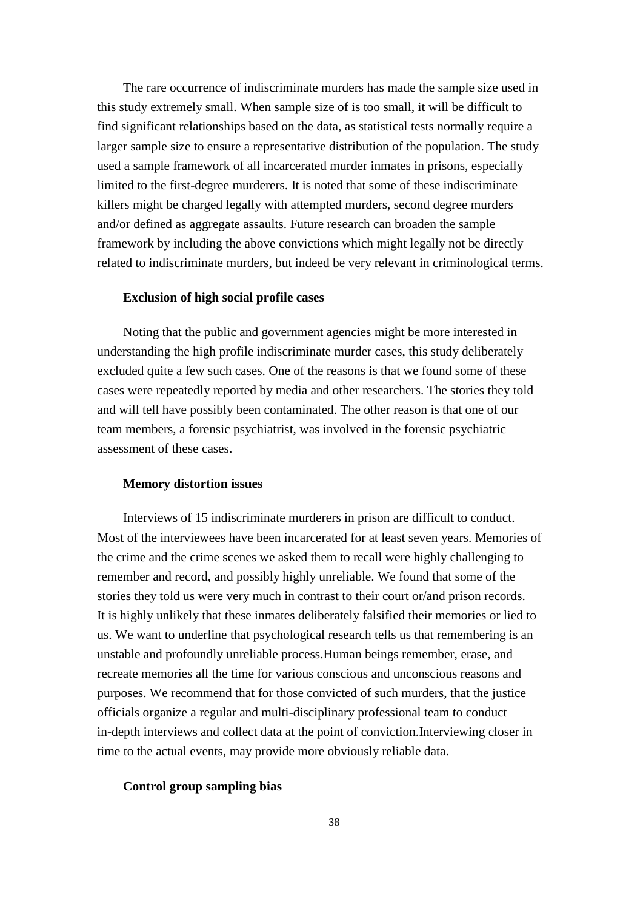The rare occurrence of indiscriminate murders has made the sample size used in this study extremely small. When sample size of is too small, it will be difficult to find significant relationships based on the data, as statistical tests normally require a larger sample size to ensure a representative distribution of the population. The study used a sample framework of all incarcerated murder inmates in prisons, especially limited to the first-degree murderers. It is noted that some of these indiscriminate killers might be charged legally with attempted murders, second degree murders and/or defined as aggregate assaults. Future research can broaden the sample framework by including the above convictions which might legally not be directly related to indiscriminate murders, but indeed be very relevant in criminological terms.

**Exclusion of high social profile cases**

Noting that the public and government agencies might be more interested in understanding the high profile indiscriminate murder cases, this study deliberately excluded quite a few such cases. One of the reasons is that we found some of these cases were repeatedly reported by media and other researchers. The stories they told and will tell have possibly been contaminated. The other reason is that one of our team members, a forensic psychiatrist, was involved in the forensic psychiatric assessment of these cases.

**Memory distortion issues**

Interviews of 15 indiscriminate murderers in prison are difficult to conduct. Most of the interviewees have been incarcerated for at least seven years. Memories of the crime and the crime scenes we asked them to recall were highly challenging to remember and record, and possibly highly unreliable. We found that some of the stories they told us were very much in contrast to their court or/and prison records. It is highly unlikely that these inmates deliberately falsified their memories or lied to us. We want to underline that psychological research tells us that remembering is an unstable and profoundly unreliable process.Human beings remember, erase, and recreate memories all the time for various conscious and unconscious reasons and purposes. We recommend that for those convicted of such murders, that the justice officials organize a regular and multi-disciplinary professional team to conduct in-depth interviews and collect data at the point of conviction.Interviewing closer in time to the actual events, may provide more obviously reliable data.

**Control group sampling bias**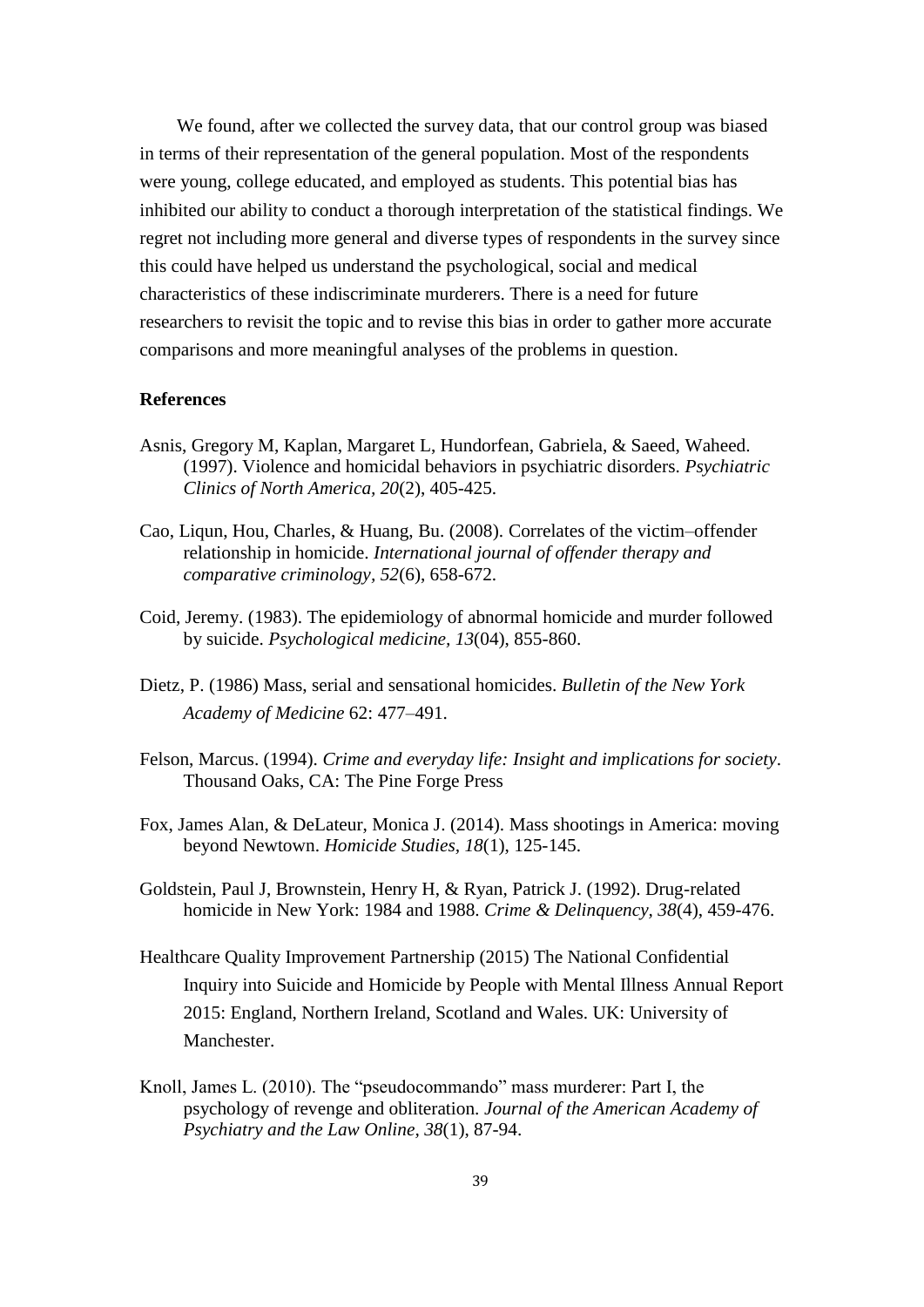We found, after we collected the survey data, that our control group was biased in terms of their representation of the general population. Most of the respondents were young, college educated, and employed as students. This potential bias has inhibited our ability to conduct a thorough interpretation of the statistical findings. We regret not including more general and diverse types of respondents in the survey since this could have helped us understand the psychological, social and medical characteristics of these indiscriminate murderers. There is a need for future researchers to revisit the topic and to revise this bias in order to gather more accurate comparisons and more meaningful analyses of the problems in question.

**References**

Asnis, Gregory M, Kaplan, Margaret L, Hundorfean, Gabriela, & Saeed, Waheed. (1997). Violence and homicidal behaviors in psychiatric disorders. *Psychiatric Clinics of North America, 20*(2), 405-425.

Cao, Liqun, Hou, Charles, & Huang, Bu. (2008). Correlates of the victim–offender relationship in homicide. *International journal of offender therapy and comparative criminology, 52*(6), 658-672.

Coid, Jeremy. (1983). The epidemiology of abnormal homicide and murder followed by suicide. *Psychological medicine, 13*(04), 855-860.

Dietz, P. (1986) Mass, serial and sensational homicides. *Bulletin of the New York Academy of Medicine* 62: 477–491.

Felson, Marcus. (1994). *Crime and everyday life: Insight and implications for society*. Thousand Oaks, CA: The Pine Forge Press

Fox, James Alan, & DeLateur, Monica J. (2014). Mass shootings in America: moving beyond Newtown. *Homicide Studies, 18*(1), 125-145.

Goldstein, Paul J, Brownstein, Henry H, & Ryan, Patrick J. (1992). Drug-related homicide in New York: 1984 and 1988. *Crime & Delinquency, 38*(4), 459-476.

Healthcare Quality Improvement Partnership (2015) The National Confidential Inquiry into Suicide and Homicide by People with Mental Illness Annual Report 2015: England, Northern Ireland, Scotland and Wales. UK: University of Manchester.

Knoll, James L. (2010). The "pseudocommando" mass murderer: Part I, the psychology of revenge and obliteration. *Journal of the American Academy of Psychiatry and the Law Online, 38*(1), 87-94.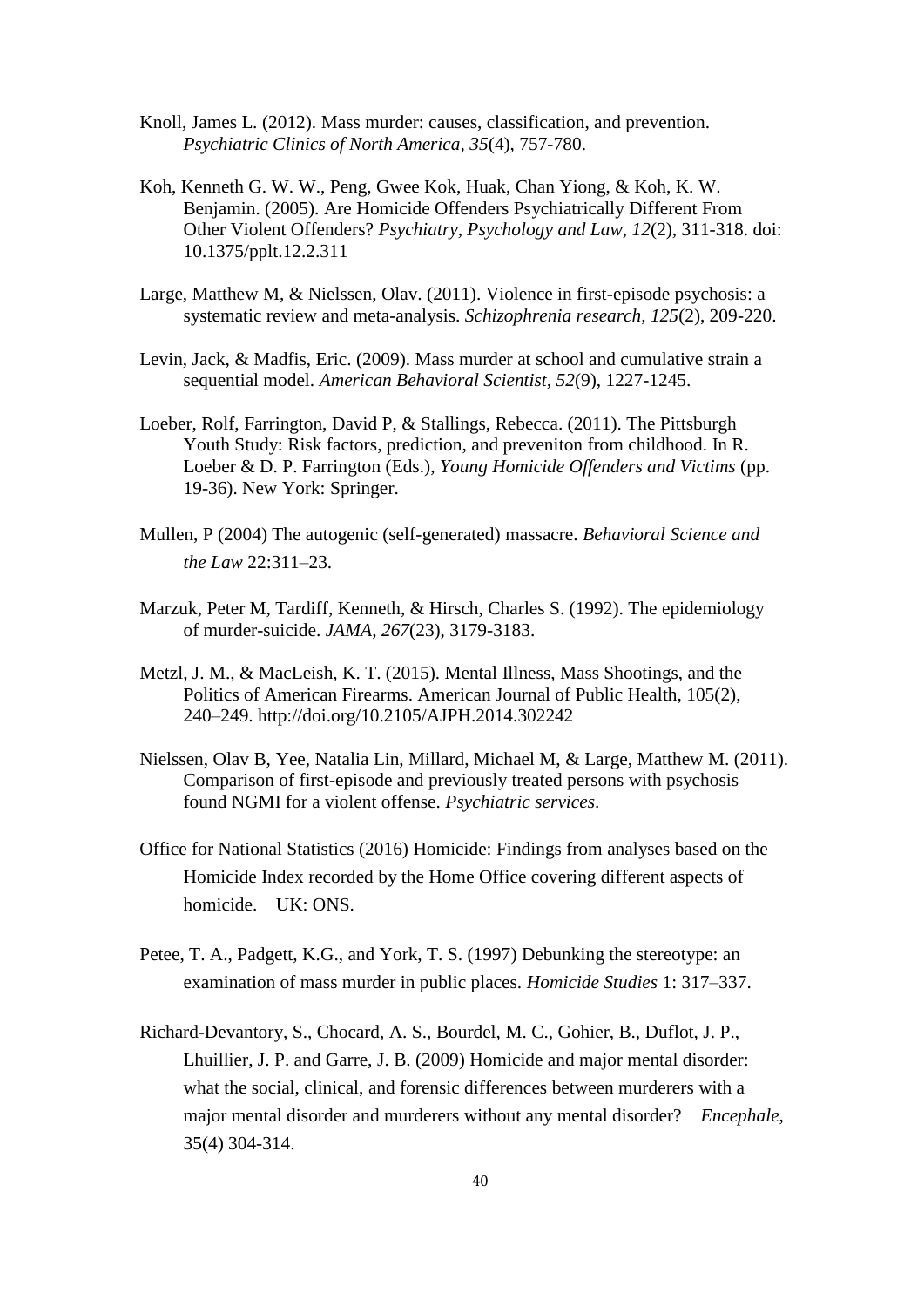Knoll, James L. (2012). Mass murder: causes, classification, and prevention. *Psychiatric Clinics of North America, 35*(4), 757-780.

Koh, Kenneth G. W. W., Peng, Gwee Kok, Huak, Chan Yiong, & Koh, K. W. Benjamin. (2005). Are Homicide Offenders Psychiatrically Different From Other Violent Offenders? *Psychiatry, Psychology and Law, 12*(2), 311-318. doi: 10.1375/pplt.12.2.311

Large, Matthew M, & Nielssen, Olav. (2011). Violence in first-episode psychosis: a systematic review and meta-analysis. *Schizophrenia research, 125*(2), 209-220.

Levin, Jack, & Madfis, Eric. (2009). Mass murder at school and cumulative strain a sequential model. *American Behavioral Scientist, 52*(9), 1227-1245.

Loeber, Rolf, Farrington, David P, & Stallings, Rebecca. (2011). The Pittsburgh Youth Study: Risk factors, prediction, and preveniton from childhood. In R. Loeber & D. P. Farrington (Eds.), *Young Homicide Offenders and Victims* (pp. 19-36). New York: Springer.

Mullen, P (2004) The autogenic (self-generated) massacre. *Behavioral Science and the Law* 22:311–23.

Marzuk, Peter M, Tardiff, Kenneth, & Hirsch, Charles S. (1992). The epidemiology of murder-suicide. *JAMA, 267*(23), 3179-3183.

Metzl, J. M., & MacLeish, K. T. (2015). Mental Illness, Mass Shootings, and the Politics of American Firearms. American Journal of Public Health, 105(2), 240–249. http://doi.org/10.2105/AJPH.2014.302242

Nielssen, Olav B, Yee, Natalia Lin, Millard, Michael M, & Large, Matthew M. (2011). Comparison of first-episode and previously treated persons with psychosis found NGMI for a violent offense. *Psychiatric services*.

Office for National Statistics (2016) Homicide: Findings from analyses based on the Homicide Index recorded by the Home Office covering different aspects of homicide. UK: ONS.

Petee, T. A., Padgett, K.G., and York, T. S. (1997) Debunking the stereotype: an examination of mass murder in public places. *Homicide Studies* 1: 317–337.

Richard-Devantory, S., Chocard, A. S., Bourdel, M. C., Gohier, B., Duflot, J. P., Lhuillier, J. P. and Garre, J. B. (2009) Homicide and major mental disorder: what the social, clinical, and forensic differences between murderers with a major mental disorder and murderers without any mental disorder? *Encephale*, 35(4) 304-314.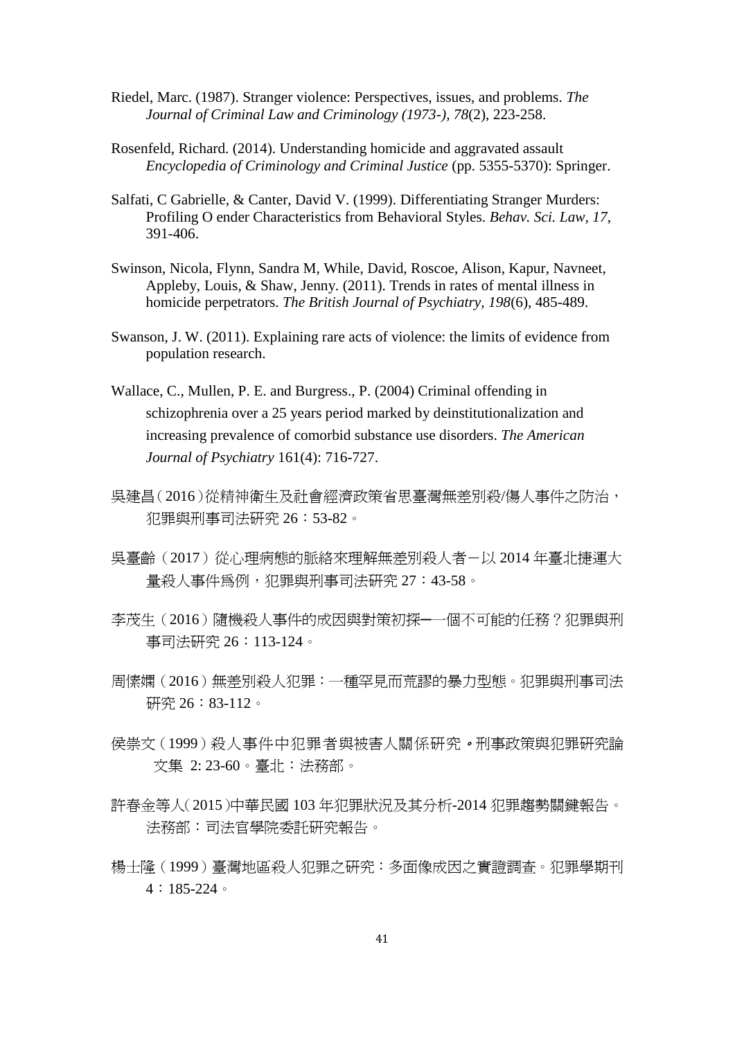Riedel, Marc. (1987). Stranger violence: Perspectives, issues, and problems. *The Journal of Criminal Law and Criminology (1973-), 78*(2), 223-258.

Rosenfeld, Richard. (2014). Understanding homicide and aggravated assault *Encyclopedia of Criminology and Criminal Justice* (pp. 5355-5370): Springer.

Salfati, C Gabrielle, & Canter, David V. (1999). Differentiating Stranger Murders: Profiling O ender Characteristics from Behavioral Styles. *Behav. Sci. Law, 17*, 391-406.

Swinson, Nicola, Flynn, Sandra M, While, David, Roscoe, Alison, Kapur, Navneet, Appleby, Louis, & Shaw, Jenny. (2011). Trends in rates of mental illness in homicide perpetrators. *The British Journal of Psychiatry, 198*(6), 485-489.

Swanson, J. W. (2011). Explaining rare acts of violence: the limits of evidence from population research.

Wallace, C., Mullen, P. E. and Burgress., P. (2004) Criminal offending in schizophrenia over a 25 years period marked by deinstitutionalization and increasing prevalence of comorbid substance use disorders. *The American Journal of Psychiatry* 161(4): 716-727.

吳建昌（2016）從精神衛生及社會經濟政策省思臺灣無差別殺/傷人事件之防治，犯罪與刑事司法研究 26：53-82。

吳臺齡（2017）從心理病態的脈絡來理解無差別殺人者－以 2014 年臺北捷運大量殺人事件為例，犯罪與刑事司法研究 27：43-58。

李茂生（2016）隨機殺人事件的成因與對策初探─一個不可能的任務？犯罪與刑事司法研究 26：113-124。

周愫嫻（2016）無差別殺人犯罪：一種罕見而荒謬的暴力型態。犯罪與刑事司法研究 26：83-112。

侯崇文（1999）殺人事件中犯罪者與被害人關係研究。刑事政策與犯罪研究論文集 2: 23-60。臺北：法務部。

許春金等人（2015）中華民國 103 年犯罪狀況及其分析-2014 犯罪趨勢關鍵報告。法務部：司法官學院委託研究報告。

楊士隆（1999）臺灣地區殺人犯罪之研究：多面像成因之實證調查。犯罪學期刊 4：185-224。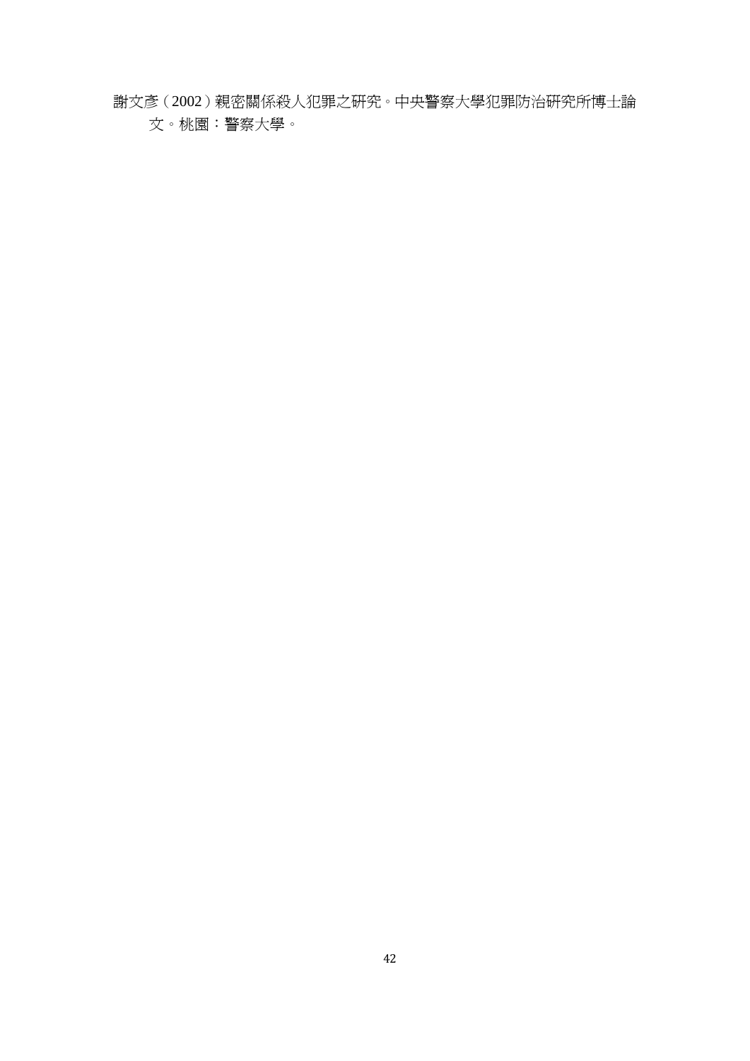謝文彥（2002）親密關係殺人犯罪之研究。中央警察大學犯罪防治研究所博士論文。桃園：警察大學。